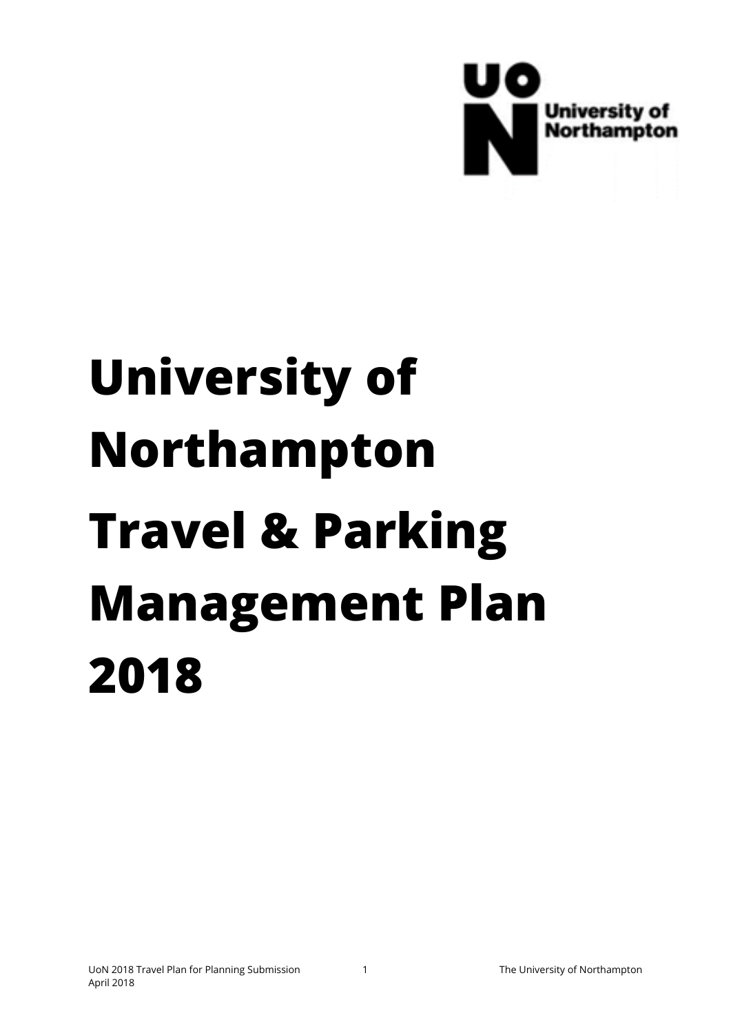# University of Northampton

# Travel & Parking Management Plan 2018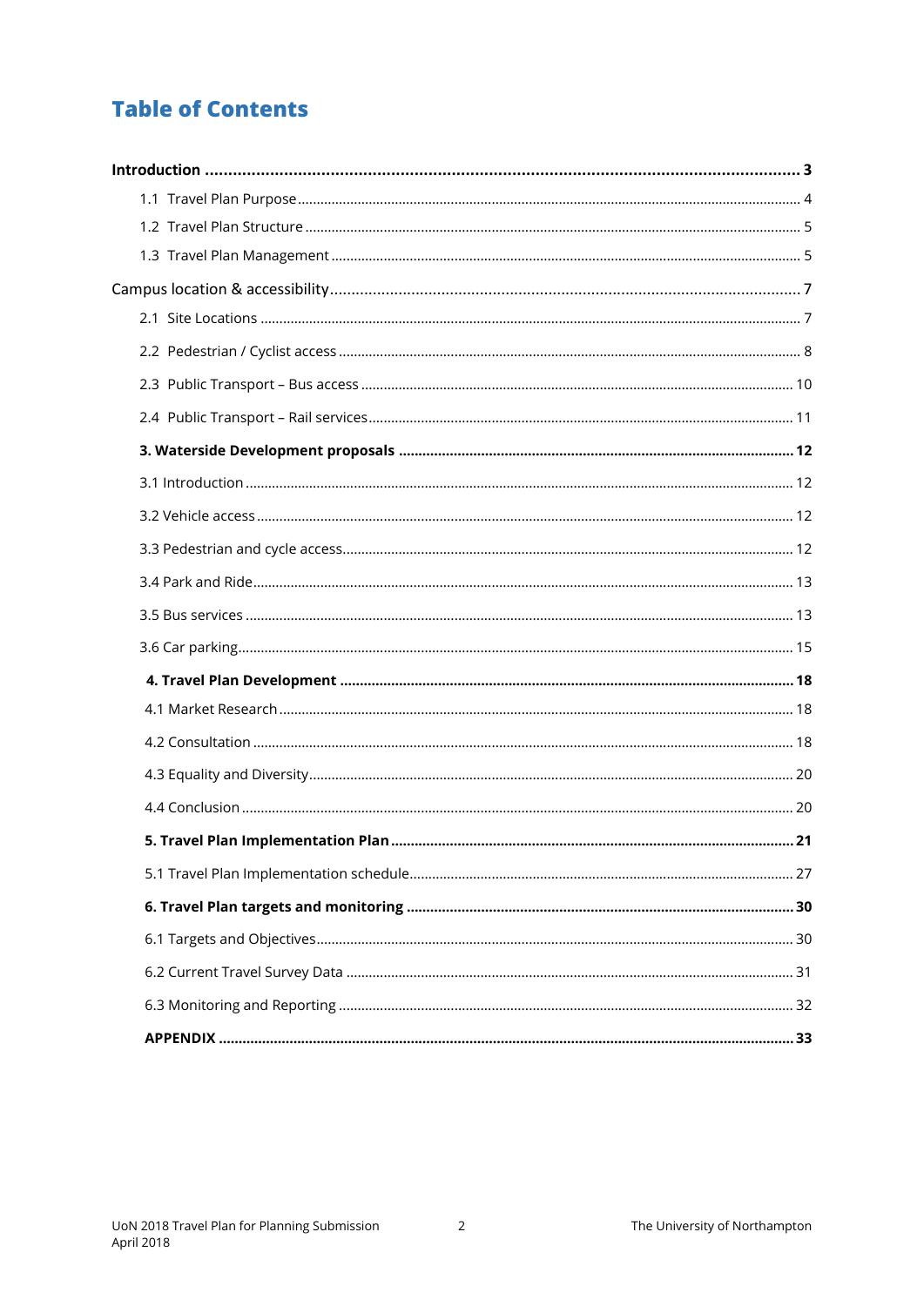# Table of Contents

**Introduction** .......... **3**

- 1.1 Travel Plan Purpose .......... 4
- 1.2 Travel Plan Structure .......... 5
- 1.3 Travel Plan Management .......... 5

Campus location & accessibility .......... 7

- 2.1 Site Locations .......... 7
- 2.2 Pedestrian / Cyclist access .......... 8
- 2.3 Public Transport – Bus access .......... 10
- 2.4 Public Transport – Rail services .......... 11

**3. Waterside Development proposals** .......... **12**

- 3.1 Introduction .......... 12
- 3.2 Vehicle access .......... 12
- 3.3 Pedestrian and cycle access .......... 12
- 3.4 Park and Ride .......... 13
- 3.5 Bus services .......... 13
- 3.6 Car parking .......... 15

**4. Travel Plan Development** .......... **18**

- 4.1 Market Research .......... 18
- 4.2 Consultation .......... 18
- 4.3 Equality and Diversity .......... 20
- 4.4 Conclusion .......... 20

**5. Travel Plan Implementation Plan** .......... **21**

- 5.1 Travel Plan Implementation schedule .......... 27

**6. Travel Plan targets and monitoring** .......... **30**

- 6.1 Targets and Objectives .......... 30
- 6.2 Current Travel Survey Data .......... 31
- 6.3 Monitoring and Reporting .......... 32

**APPENDIX** .......... **33**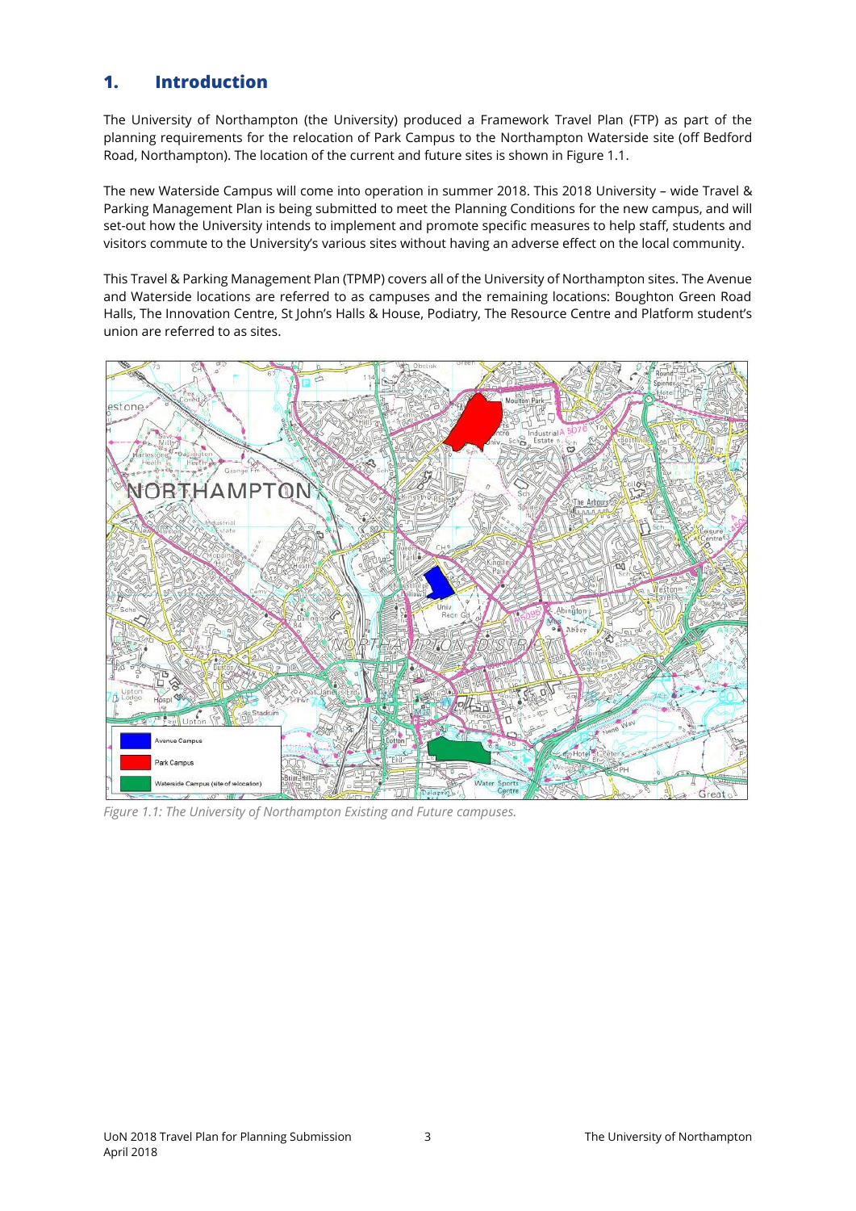# 1. Introduction

The University of Northampton (the University) produced a Framework Travel Plan (FTP) as part of the planning requirements for the relocation of Park Campus to the Northampton Waterside site (off Bedford Road, Northampton). The location of the current and future sites is shown in Figure 1.1.

The new Waterside Campus will come into operation in summer 2018. This 2018 University – wide Travel & Parking Management Plan is being submitted to meet the Planning Conditions for the new campus, and will set-out how the University intends to implement and promote specific measures to help staff, students and visitors commute to the University's various sites without having an adverse effect on the local community.

This Travel & Parking Management Plan (TPMP) covers all of the University of Northampton sites. The Avenue and Waterside locations are referred to as campuses and the remaining locations: Boughton Green Road Halls, The Innovation Centre, St John's Halls & House, Podiatry, The Resource Centre and Platform student's union are referred to as sites.

*Figure 1.1: The University of Northampton Existing and Future campuses.*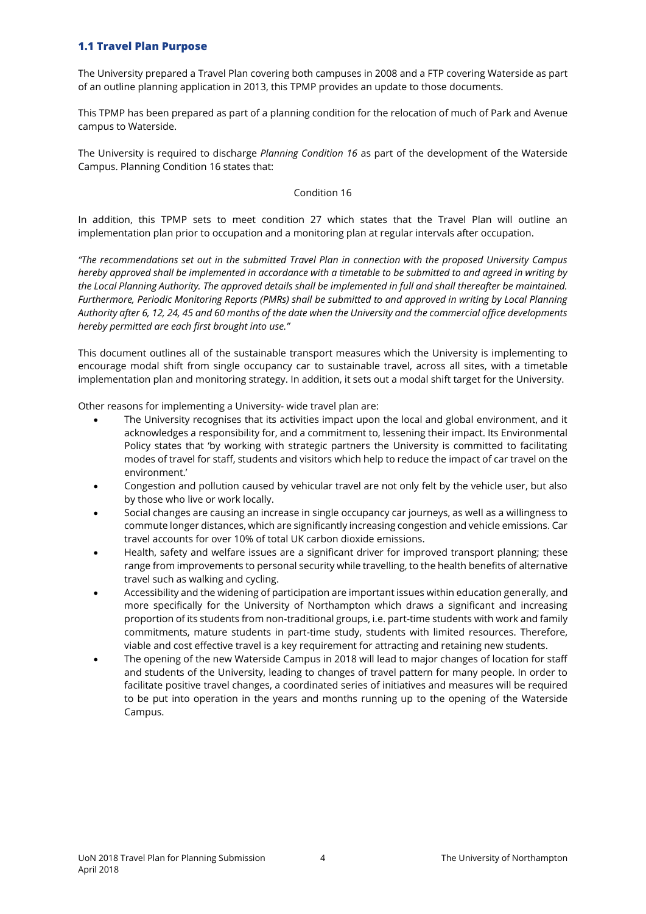### 1.1 Travel Plan Purpose

The University prepared a Travel Plan covering both campuses in 2008 and a FTP covering Waterside as part of an outline planning application in 2013, this TPMP provides an update to those documents.

This TPMP has been prepared as part of a planning condition for the relocation of much of Park and Avenue campus to Waterside.

The University is required to discharge *Planning Condition 16* as part of the development of the Waterside Campus. Planning Condition 16 states that:

Condition 16

In addition, this TPMP sets to meet condition 27 which states that the Travel Plan will outline an implementation plan prior to occupation and a monitoring plan at regular intervals after occupation.

*"The recommendations set out in the submitted Travel Plan in connection with the proposed University Campus hereby approved shall be implemented in accordance with a timetable to be submitted to and agreed in writing by the Local Planning Authority. The approved details shall be implemented in full and shall thereafter be maintained. Furthermore, Periodic Monitoring Reports (PMRs) shall be submitted to and approved in writing by Local Planning Authority after 6, 12, 24, 45 and 60 months of the date when the University and the commercial office developments hereby permitted are each first brought into use."*

This document outlines all of the sustainable transport measures which the University is implementing to encourage modal shift from single occupancy car to sustainable travel, across all sites, with a timetable implementation plan and monitoring strategy. In addition, it sets out a modal shift target for the University.

Other reasons for implementing a University- wide travel plan are:

- The University recognises that its activities impact upon the local and global environment, and it acknowledges a responsibility for, and a commitment to, lessening their impact. Its Environmental Policy states that 'by working with strategic partners the University is committed to facilitating modes of travel for staff, students and visitors which help to reduce the impact of car travel on the environment.'
- Congestion and pollution caused by vehicular travel are not only felt by the vehicle user, but also by those who live or work locally.
- Social changes are causing an increase in single occupancy car journeys, as well as a willingness to commute longer distances, which are significantly increasing congestion and vehicle emissions. Car travel accounts for over 10% of total UK carbon dioxide emissions.
- Health, safety and welfare issues are a significant driver for improved transport planning; these range from improvements to personal security while travelling, to the health benefits of alternative travel such as walking and cycling.
- Accessibility and the widening of participation are important issues within education generally, and more specifically for the University of Northampton which draws a significant and increasing proportion of its students from non-traditional groups, i.e. part-time students with work and family commitments, mature students in part-time study, students with limited resources. Therefore, viable and cost effective travel is a key requirement for attracting and retaining new students.
- The opening of the new Waterside Campus in 2018 will lead to major changes of location for staff and students of the University, leading to changes of travel pattern for many people. In order to facilitate positive travel changes, a coordinated series of initiatives and measures will be required to be put into operation in the years and months running up to the opening of the Waterside Campus.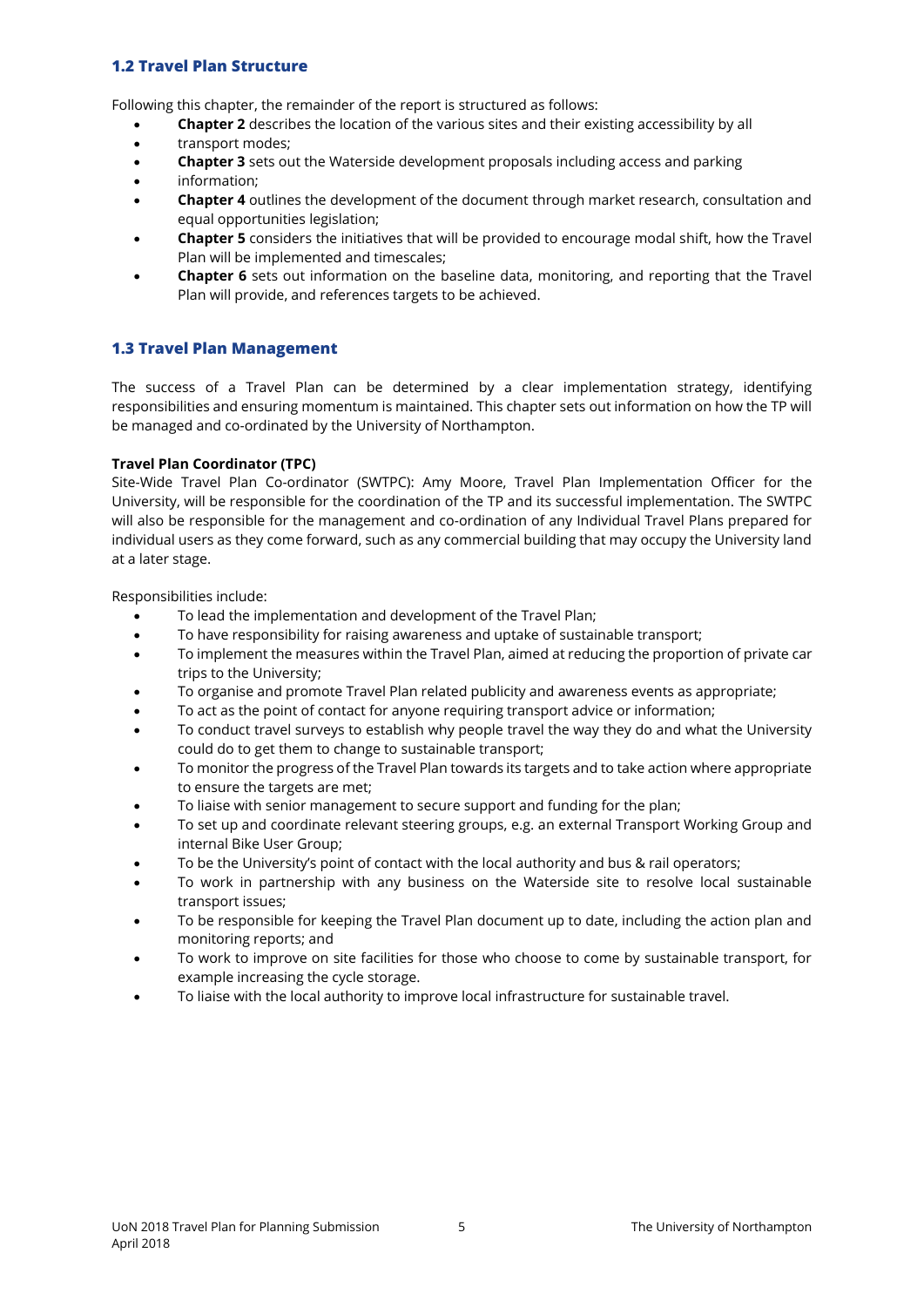## 1.2 Travel Plan Structure

Following this chapter, the remainder of the report is structured as follows:

- **Chapter 2** describes the location of the various sites and their existing accessibility by all
- transport modes;
- **Chapter 3** sets out the Waterside development proposals including access and parking
- information;
- **Chapter 4** outlines the development of the document through market research, consultation and equal opportunities legislation;
- **Chapter 5** considers the initiatives that will be provided to encourage modal shift, how the Travel Plan will be implemented and timescales;
- **Chapter 6** sets out information on the baseline data, monitoring, and reporting that the Travel Plan will provide, and references targets to be achieved.

## 1.3 Travel Plan Management

The success of a Travel Plan can be determined by a clear implementation strategy, identifying responsibilities and ensuring momentum is maintained. This chapter sets out information on how the TP will be managed and co-ordinated by the University of Northampton.

**Travel Plan Coordinator (TPC)**

Site-Wide Travel Plan Co-ordinator (SWTPC): Amy Moore, Travel Plan Implementation Officer for the University, will be responsible for the coordination of the TP and its successful implementation. The SWTPC will also be responsible for the management and co-ordination of any Individual Travel Plans prepared for individual users as they come forward, such as any commercial building that may occupy the University land at a later stage.

Responsibilities include:

- To lead the implementation and development of the Travel Plan;
- To have responsibility for raising awareness and uptake of sustainable transport;
- To implement the measures within the Travel Plan, aimed at reducing the proportion of private car trips to the University;
- To organise and promote Travel Plan related publicity and awareness events as appropriate;
- To act as the point of contact for anyone requiring transport advice or information;
- To conduct travel surveys to establish why people travel the way they do and what the University could do to get them to change to sustainable transport;
- To monitor the progress of the Travel Plan towards its targets and to take action where appropriate to ensure the targets are met;
- To liaise with senior management to secure support and funding for the plan;
- To set up and coordinate relevant steering groups, e.g. an external Transport Working Group and internal Bike User Group;
- To be the University's point of contact with the local authority and bus & rail operators;
- To work in partnership with any business on the Waterside site to resolve local sustainable transport issues;
- To be responsible for keeping the Travel Plan document up to date, including the action plan and monitoring reports; and
- To work to improve on site facilities for those who choose to come by sustainable transport, for example increasing the cycle storage.
- To liaise with the local authority to improve local infrastructure for sustainable travel.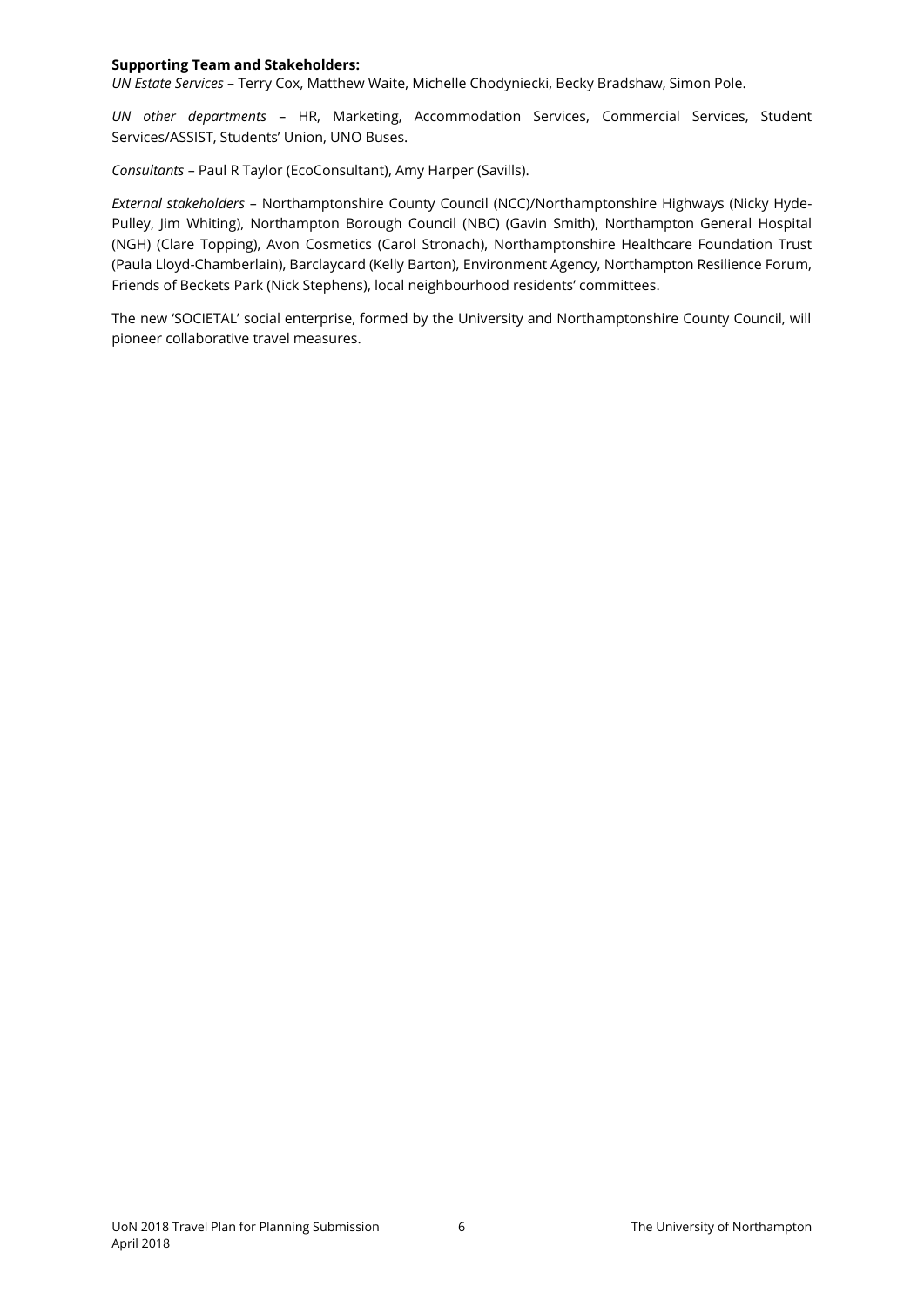**Supporting Team and Stakeholders:**

*UN Estate Services* – Terry Cox, Matthew Waite, Michelle Chodyniecki, Becky Bradshaw, Simon Pole.

*UN other departments* – HR, Marketing, Accommodation Services, Commercial Services, Student Services/ASSIST, Students' Union, UNO Buses.

*Consultants* – Paul R Taylor (EcoConsultant), Amy Harper (Savills).

*External stakeholders* – Northamptonshire County Council (NCC)/Northamptonshire Highways (Nicky Hyde-Pulley, Jim Whiting), Northampton Borough Council (NBC) (Gavin Smith), Northampton General Hospital (NGH) (Clare Topping), Avon Cosmetics (Carol Stronach), Northamptonshire Healthcare Foundation Trust (Paula Lloyd-Chamberlain), Barclaycard (Kelly Barton), Environment Agency, Northampton Resilience Forum, Friends of Beckets Park (Nick Stephens), local neighbourhood residents' committees.

The new 'SOCIETAL' social enterprise, formed by the University and Northamptonshire County Council, will pioneer collaborative travel measures.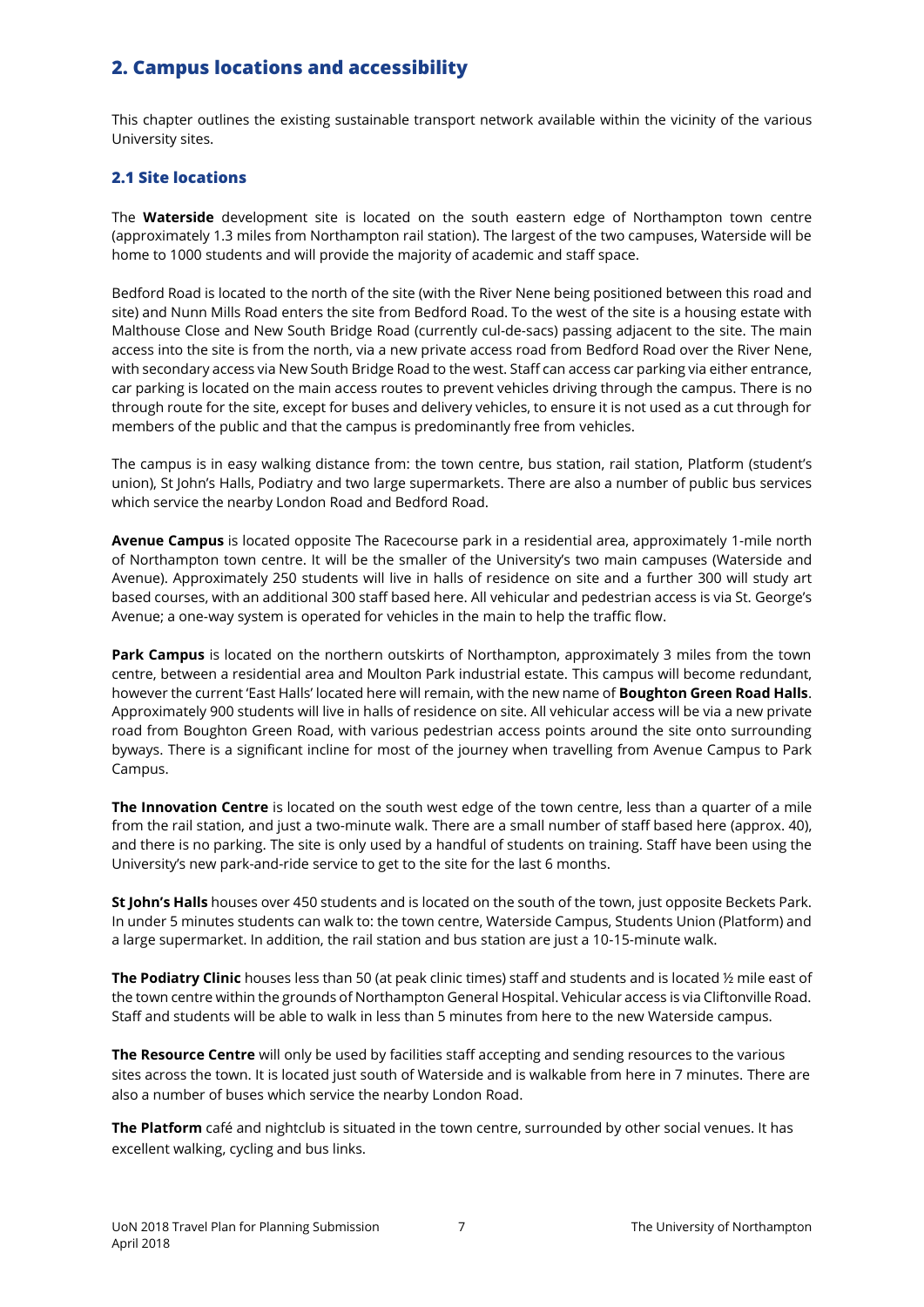## 2. Campus locations and accessibility

This chapter outlines the existing sustainable transport network available within the vicinity of the various University sites.

### 2.1 Site locations

The **Waterside** development site is located on the south eastern edge of Northampton town centre (approximately 1.3 miles from Northampton rail station). The largest of the two campuses, Waterside will be home to 1000 students and will provide the majority of academic and staff space.

Bedford Road is located to the north of the site (with the River Nene being positioned between this road and site) and Nunn Mills Road enters the site from Bedford Road. To the west of the site is a housing estate with Malthouse Close and New South Bridge Road (currently cul-de-sacs) passing adjacent to the site. The main access into the site is from the north, via a new private access road from Bedford Road over the River Nene, with secondary access via New South Bridge Road to the west. Staff can access car parking via either entrance, car parking is located on the main access routes to prevent vehicles driving through the campus. There is no through route for the site, except for buses and delivery vehicles, to ensure it is not used as a cut through for members of the public and that the campus is predominantly free from vehicles.

The campus is in easy walking distance from: the town centre, bus station, rail station, Platform (student's union), St John's Halls, Podiatry and two large supermarkets. There are also a number of public bus services which service the nearby London Road and Bedford Road.

**Avenue Campus** is located opposite The Racecourse park in a residential area, approximately 1-mile north of Northampton town centre. It will be the smaller of the University's two main campuses (Waterside and Avenue). Approximately 250 students will live in halls of residence on site and a further 300 will study art based courses, with an additional 300 staff based here. All vehicular and pedestrian access is via St. George's Avenue; a one-way system is operated for vehicles in the main to help the traffic flow.

**Park Campus** is located on the northern outskirts of Northampton, approximately 3 miles from the town centre, between a residential area and Moulton Park industrial estate. This campus will become redundant, however the current 'East Halls' located here will remain, with the new name of **Boughton Green Road Halls**. Approximately 900 students will live in halls of residence on site. All vehicular access will be via a new private road from Boughton Green Road, with various pedestrian access points around the site onto surrounding byways. There is a significant incline for most of the journey when travelling from Avenue Campus to Park Campus.

**The Innovation Centre** is located on the south west edge of the town centre, less than a quarter of a mile from the rail station, and just a two-minute walk. There are a small number of staff based here (approx. 40), and there is no parking. The site is only used by a handful of students on training. Staff have been using the University's new park-and-ride service to get to the site for the last 6 months.

**St John's Halls** houses over 450 students and is located on the south of the town, just opposite Beckets Park. In under 5 minutes students can walk to: the town centre, Waterside Campus, Students Union (Platform) and a large supermarket. In addition, the rail station and bus station are just a 10-15-minute walk.

**The Podiatry Clinic** houses less than 50 (at peak clinic times) staff and students and is located ½ mile east of the town centre within the grounds of Northampton General Hospital. Vehicular access is via Cliftonville Road. Staff and students will be able to walk in less than 5 minutes from here to the new Waterside campus.

**The Resource Centre** will only be used by facilities staff accepting and sending resources to the various sites across the town. It is located just south of Waterside and is walkable from here in 7 minutes. There are also a number of buses which service the nearby London Road.

**The Platform** café and nightclub is situated in the town centre, surrounded by other social venues. It has excellent walking, cycling and bus links.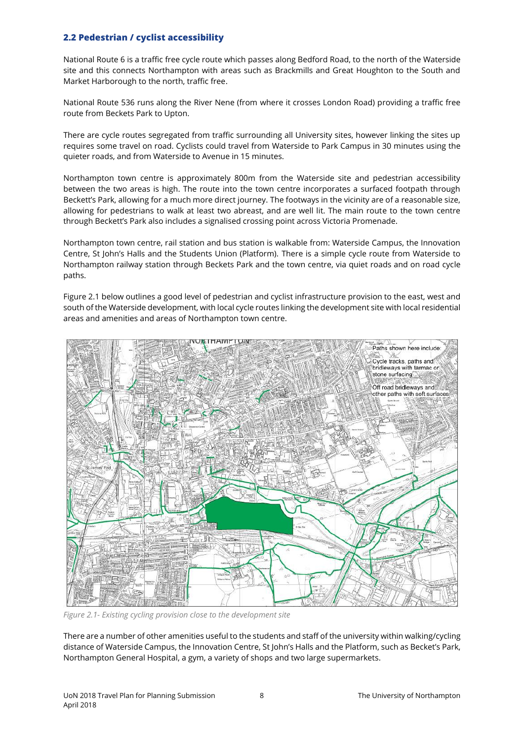## 2.2 Pedestrian / cyclist accessibility

National Route 6 is a traffic free cycle route which passes along Bedford Road, to the north of the Waterside site and this connects Northampton with areas such as Brackmills and Great Houghton to the South and Market Harborough to the north, traffic free.

National Route 536 runs along the River Nene (from where it crosses London Road) providing a traffic free route from Beckets Park to Upton.

There are cycle routes segregated from traffic surrounding all University sites, however linking the sites up requires some travel on road. Cyclists could travel from Waterside to Park Campus in 30 minutes using the quieter roads, and from Waterside to Avenue in 15 minutes.

Northampton town centre is approximately 800m from the Waterside site and pedestrian accessibility between the two areas is high. The route into the town centre incorporates a surfaced footpath through Beckett's Park, allowing for a much more direct journey. The footways in the vicinity are of a reasonable size, allowing for pedestrians to walk at least two abreast, and are well lit. The main route to the town centre through Beckett's Park also includes a signalised crossing point across Victoria Promenade.

Northampton town centre, rail station and bus station is walkable from: Waterside Campus, the Innovation Centre, St John's Halls and the Students Union (Platform). There is a simple cycle route from Waterside to Northampton railway station through Beckets Park and the town centre, via quiet roads and on road cycle paths.

Figure 2.1 below outlines a good level of pedestrian and cyclist infrastructure provision to the east, west and south of the Waterside development, with local cycle routes linking the development site with local residential areas and amenities and areas of Northampton town centre.

*Figure 2.1- Existing cycling provision close to the development site*

There are a number of other amenities useful to the students and staff of the university within walking/cycling distance of Waterside Campus, the Innovation Centre, St John's Halls and the Platform, such as Becket's Park, Northampton General Hospital, a gym, a variety of shops and two large supermarkets.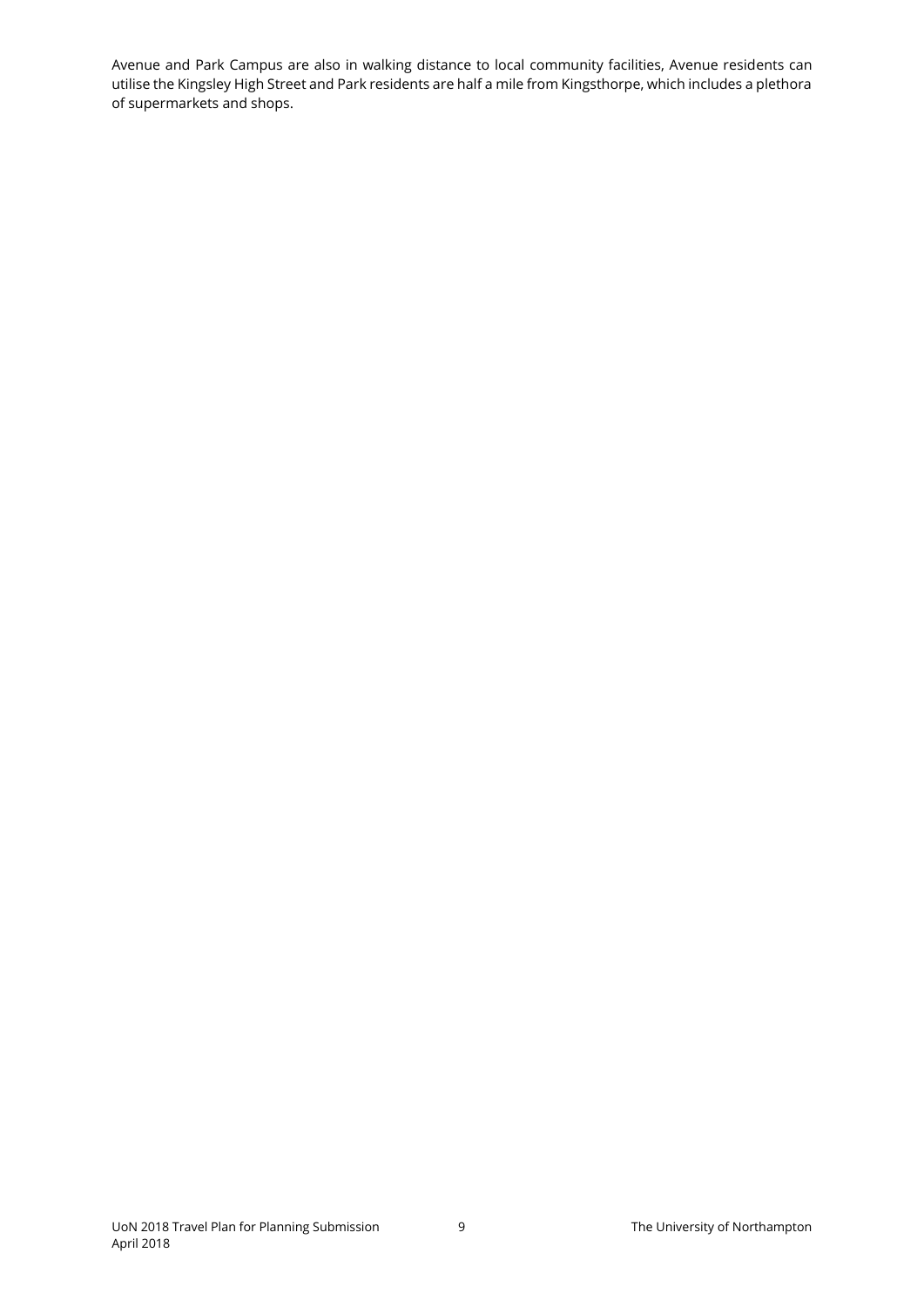Avenue and Park Campus are also in walking distance to local community facilities, Avenue residents can utilise the Kingsley High Street and Park residents are half a mile from Kingsthorpe, which includes a plethora of supermarkets and shops.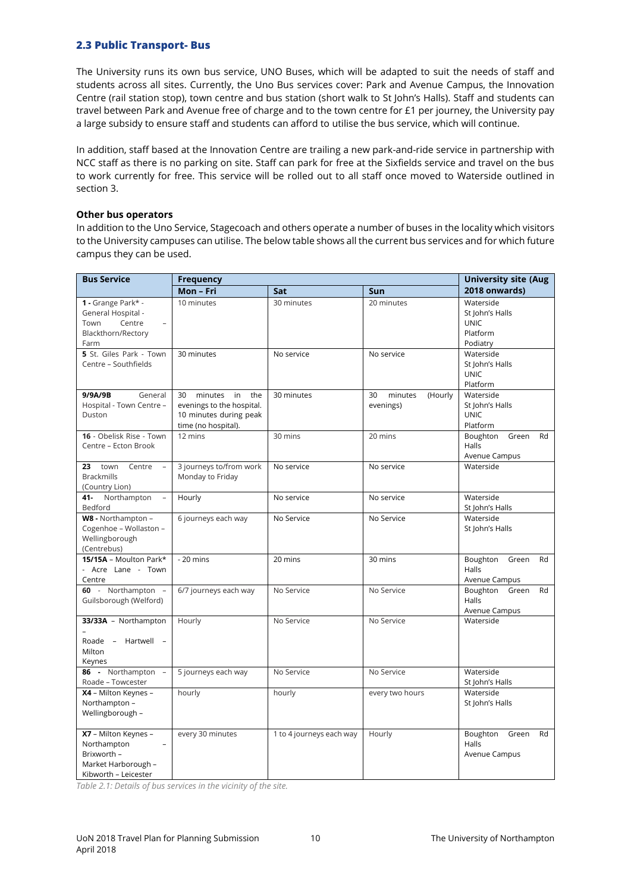### 2.3 Public Transport- Bus

The University runs its own bus service, UNO Buses, which will be adapted to suit the needs of staff and students across all sites. Currently, the Uno Bus services cover: Park and Avenue Campus, the Innovation Centre (rail station stop), town centre and bus station (short walk to St John's Halls). Staff and students can travel between Park and Avenue free of charge and to the town centre for £1 per journey, the University pay a large subsidy to ensure staff and students can afford to utilise the bus service, which will continue.

In addition, staff based at the Innovation Centre are trailing a new park-and-ride service in partnership with NCC staff as there is no parking on site. Staff can park for free at the Sixfields service and travel on the bus to work currently for free. This service will be rolled out to all staff once moved to Waterside outlined in section 3.

#### Other bus operators

In addition to the Uno Service, Stagecoach and others operate a number of buses in the locality which visitors to the University campuses can utilise. The below table shows all the current bus services and for which future campus they can be used.

| Bus Service | Frequency | | | University site (Aug 2018 onwards) |
|---|---|---|---|---|
| | Mon – Fri | Sat | Sun | |
| **1** - Grange Park* - General Hospital - Town Centre – Blackthorn/Rectory Farm | 10 minutes | 30 minutes | 20 minutes | Waterside<br>St John's Halls<br>UNIC<br>Platform<br>Podiatry |
| **5** St. Giles Park - Town Centre – Southfields | 30 minutes | No service | No service | Waterside<br>St John's Halls<br>UNIC<br>Platform |
| **9/9A/9B** General Hospital - Town Centre – Duston | 30 minutes in the evenings to the hospital. 10 minutes during peak time (no hospital). | 30 minutes | 30 minutes (Hourly evenings) | Waterside<br>St John's Halls<br>UNIC<br>Platform |
| **16** - Obelisk Rise - Town Centre – Ecton Brook | 12 mins | 30 mins | 20 mins | Boughton Green Rd Halls<br>Avenue Campus |
| **23** town Centre – Brackmills (Country Lion) | 3 journeys to/from work Monday to Friday | No service | No service | Waterside |
| **41-** Northampton – Bedford | Hourly | No service | No service | Waterside<br>St John's Halls |
| **W8** - Northampton – Cogenhoe – Wollaston – Wellingborough (Centrebus) | 6 journeys each way | No Service | No Service | Waterside<br>St John's Halls |
| **15/15A** – Moulton Park* - Acre Lane - Town Centre | - 20 mins | 20 mins | 30 mins | Boughton Green Rd Halls<br>Avenue Campus |
| **60** - Northampton – Guilsborough (Welford) | 6/7 journeys each way | No Service | No Service | Boughton Green Rd Halls<br>Avenue Campus |
| **33/33A** – Northampton – Roade – Hartwell – Milton Keynes | Hourly | No Service | No Service | Waterside |
| **86** - Northampton – Roade – Towcester | 5 journeys each way | No Service | No Service | Waterside<br>St John's Halls |
| **X4** – Milton Keynes – Northampton – Wellingborough – | hourly | hourly | every two hours | Waterside<br>St John's Halls |
| **X7** – Milton Keynes – Northampton – Brixworth – Market Harborough – Kibworth – Leicester | every 30 minutes | 1 to 4 journeys each way | Hourly | Boughton Green Rd Halls<br>Avenue Campus |

*Table 2.1: Details of bus services in the vicinity of the site.*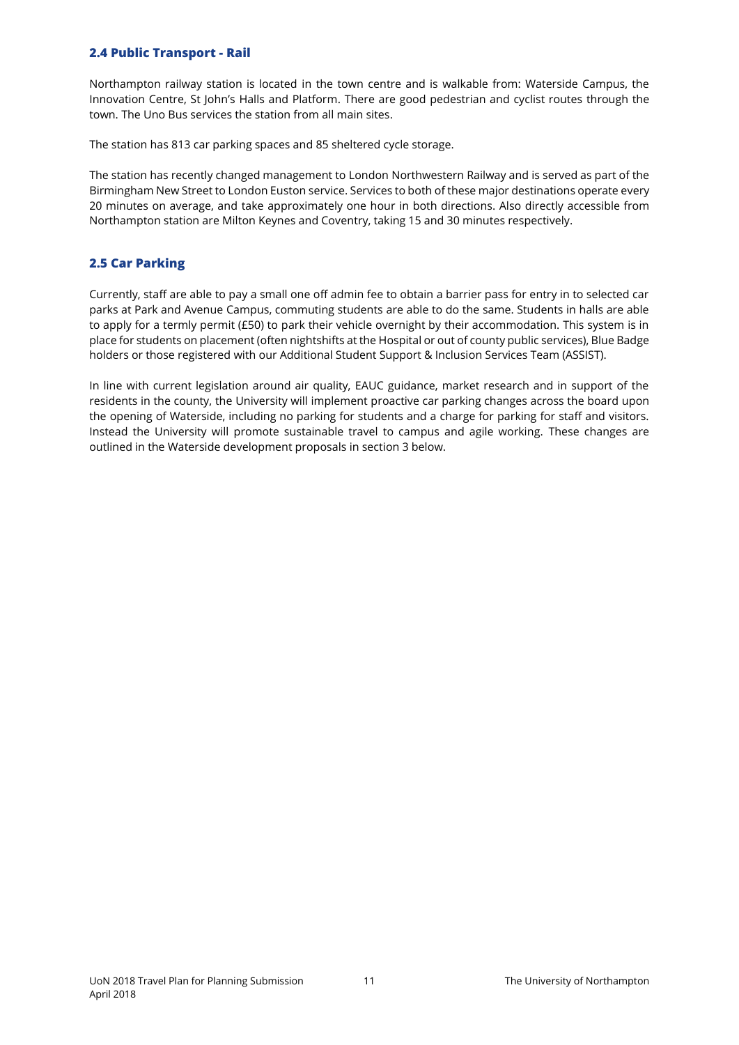## 2.4 Public Transport - Rail

Northampton railway station is located in the town centre and is walkable from: Waterside Campus, the Innovation Centre, St John's Halls and Platform. There are good pedestrian and cyclist routes through the town. The Uno Bus services the station from all main sites.

The station has 813 car parking spaces and 85 sheltered cycle storage.

The station has recently changed management to London Northwestern Railway and is served as part of the Birmingham New Street to London Euston service. Services to both of these major destinations operate every 20 minutes on average, and take approximately one hour in both directions. Also directly accessible from Northampton station are Milton Keynes and Coventry, taking 15 and 30 minutes respectively.

## 2.5 Car Parking

Currently, staff are able to pay a small one off admin fee to obtain a barrier pass for entry in to selected car parks at Park and Avenue Campus, commuting students are able to do the same. Students in halls are able to apply for a termly permit (£50) to park their vehicle overnight by their accommodation. This system is in place for students on placement (often nightshifts at the Hospital or out of county public services), Blue Badge holders or those registered with our Additional Student Support & Inclusion Services Team (ASSIST).

In line with current legislation around air quality, EAUC guidance, market research and in support of the residents in the county, the University will implement proactive car parking changes across the board upon the opening of Waterside, including no parking for students and a charge for parking for staff and visitors. Instead the University will promote sustainable travel to campus and agile working. These changes are outlined in the Waterside development proposals in section 3 below.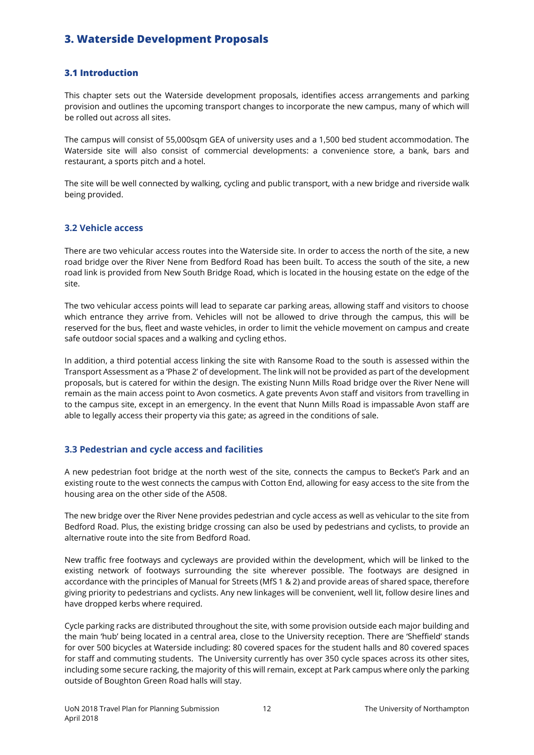## 3. Waterside Development Proposals

### 3.1 Introduction

This chapter sets out the Waterside development proposals, identifies access arrangements and parking provision and outlines the upcoming transport changes to incorporate the new campus, many of which will be rolled out across all sites.

The campus will consist of 55,000sqm GEA of university uses and a 1,500 bed student accommodation. The Waterside site will also consist of commercial developments: a convenience store, a bank, bars and restaurant, a sports pitch and a hotel.

The site will be well connected by walking, cycling and public transport, with a new bridge and riverside walk being provided.

### 3.2 Vehicle access

There are two vehicular access routes into the Waterside site. In order to access the north of the site, a new road bridge over the River Nene from Bedford Road has been built. To access the south of the site, a new road link is provided from New South Bridge Road, which is located in the housing estate on the edge of the site.

The two vehicular access points will lead to separate car parking areas, allowing staff and visitors to choose which entrance they arrive from. Vehicles will not be allowed to drive through the campus, this will be reserved for the bus, fleet and waste vehicles, in order to limit the vehicle movement on campus and create safe outdoor social spaces and a walking and cycling ethos.

In addition, a third potential access linking the site with Ransome Road to the south is assessed within the Transport Assessment as a 'Phase 2' of development. The link will not be provided as part of the development proposals, but is catered for within the design. The existing Nunn Mills Road bridge over the River Nene will remain as the main access point to Avon cosmetics. A gate prevents Avon staff and visitors from travelling in to the campus site, except in an emergency. In the event that Nunn Mills Road is impassable Avon staff are able to legally access their property via this gate; as agreed in the conditions of sale.

### 3.3 Pedestrian and cycle access and facilities

A new pedestrian foot bridge at the north west of the site, connects the campus to Becket's Park and an existing route to the west connects the campus with Cotton End, allowing for easy access to the site from the housing area on the other side of the A508.

The new bridge over the River Nene provides pedestrian and cycle access as well as vehicular to the site from Bedford Road. Plus, the existing bridge crossing can also be used by pedestrians and cyclists, to provide an alternative route into the site from Bedford Road.

New traffic free footways and cycleways are provided within the development, which will be linked to the existing network of footways surrounding the site wherever possible. The footways are designed in accordance with the principles of Manual for Streets (MfS 1 & 2) and provide areas of shared space, therefore giving priority to pedestrians and cyclists. Any new linkages will be convenient, well lit, follow desire lines and have dropped kerbs where required.

Cycle parking racks are distributed throughout the site, with some provision outside each major building and the main 'hub' being located in a central area, close to the University reception. There are 'Sheffield' stands for over 500 bicycles at Waterside including: 80 covered spaces for the student halls and 80 covered spaces for staff and commuting students. The University currently has over 350 cycle spaces across its other sites, including some secure racking, the majority of this will remain, except at Park campus where only the parking outside of Boughton Green Road halls will stay.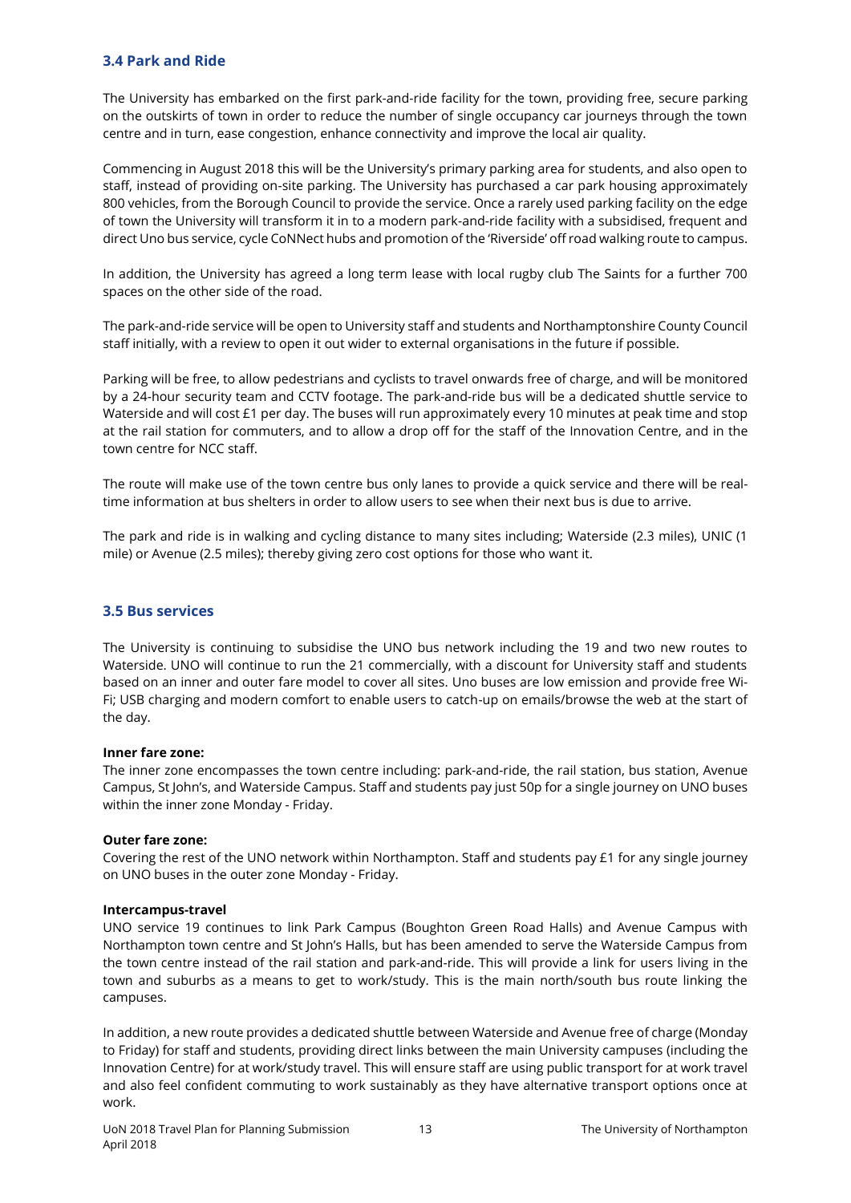### 3.4 Park and Ride

The University has embarked on the first park-and-ride facility for the town, providing free, secure parking on the outskirts of town in order to reduce the number of single occupancy car journeys through the town centre and in turn, ease congestion, enhance connectivity and improve the local air quality.

Commencing in August 2018 this will be the University's primary parking area for students, and also open to staff, instead of providing on-site parking. The University has purchased a car park housing approximately 800 vehicles, from the Borough Council to provide the service. Once a rarely used parking facility on the edge of town the University will transform it in to a modern park-and-ride facility with a subsidised, frequent and direct Uno bus service, cycle CoNNect hubs and promotion of the 'Riverside' off road walking route to campus.

In addition, the University has agreed a long term lease with local rugby club The Saints for a further 700 spaces on the other side of the road.

The park-and-ride service will be open to University staff and students and Northamptonshire County Council staff initially, with a review to open it out wider to external organisations in the future if possible.

Parking will be free, to allow pedestrians and cyclists to travel onwards free of charge, and will be monitored by a 24-hour security team and CCTV footage. The park-and-ride bus will be a dedicated shuttle service to Waterside and will cost £1 per day. The buses will run approximately every 10 minutes at peak time and stop at the rail station for commuters, and to allow a drop off for the staff of the Innovation Centre, and in the town centre for NCC staff.

The route will make use of the town centre bus only lanes to provide a quick service and there will be real-time information at bus shelters in order to allow users to see when their next bus is due to arrive.

The park and ride is in walking and cycling distance to many sites including; Waterside (2.3 miles), UNIC (1 mile) or Avenue (2.5 miles); thereby giving zero cost options for those who want it.

### 3.5 Bus services

The University is continuing to subsidise the UNO bus network including the 19 and two new routes to Waterside. UNO will continue to run the 21 commercially, with a discount for University staff and students based on an inner and outer fare model to cover all sites. Uno buses are low emission and provide free Wi-Fi; USB charging and modern comfort to enable users to catch-up on emails/browse the web at the start of the day.

**Inner fare zone:**
The inner zone encompasses the town centre including: park-and-ride, the rail station, bus station, Avenue Campus, St John's, and Waterside Campus. Staff and students pay just 50p for a single journey on UNO buses within the inner zone Monday - Friday.

**Outer fare zone:**
Covering the rest of the UNO network within Northampton. Staff and students pay £1 for any single journey on UNO buses in the outer zone Monday - Friday.

**Intercampus-travel**
UNO service 19 continues to link Park Campus (Boughton Green Road Halls) and Avenue Campus with Northampton town centre and St John's Halls, but has been amended to serve the Waterside Campus from the town centre instead of the rail station and park-and-ride. This will provide a link for users living in the town and suburbs as a means to get to work/study. This is the main north/south bus route linking the campuses.

In addition, a new route provides a dedicated shuttle between Waterside and Avenue free of charge (Monday to Friday) for staff and students, providing direct links between the main University campuses (including the Innovation Centre) for at work/study travel. This will ensure staff are using public transport for at work travel and also feel confident commuting to work sustainably as they have alternative transport options once at work.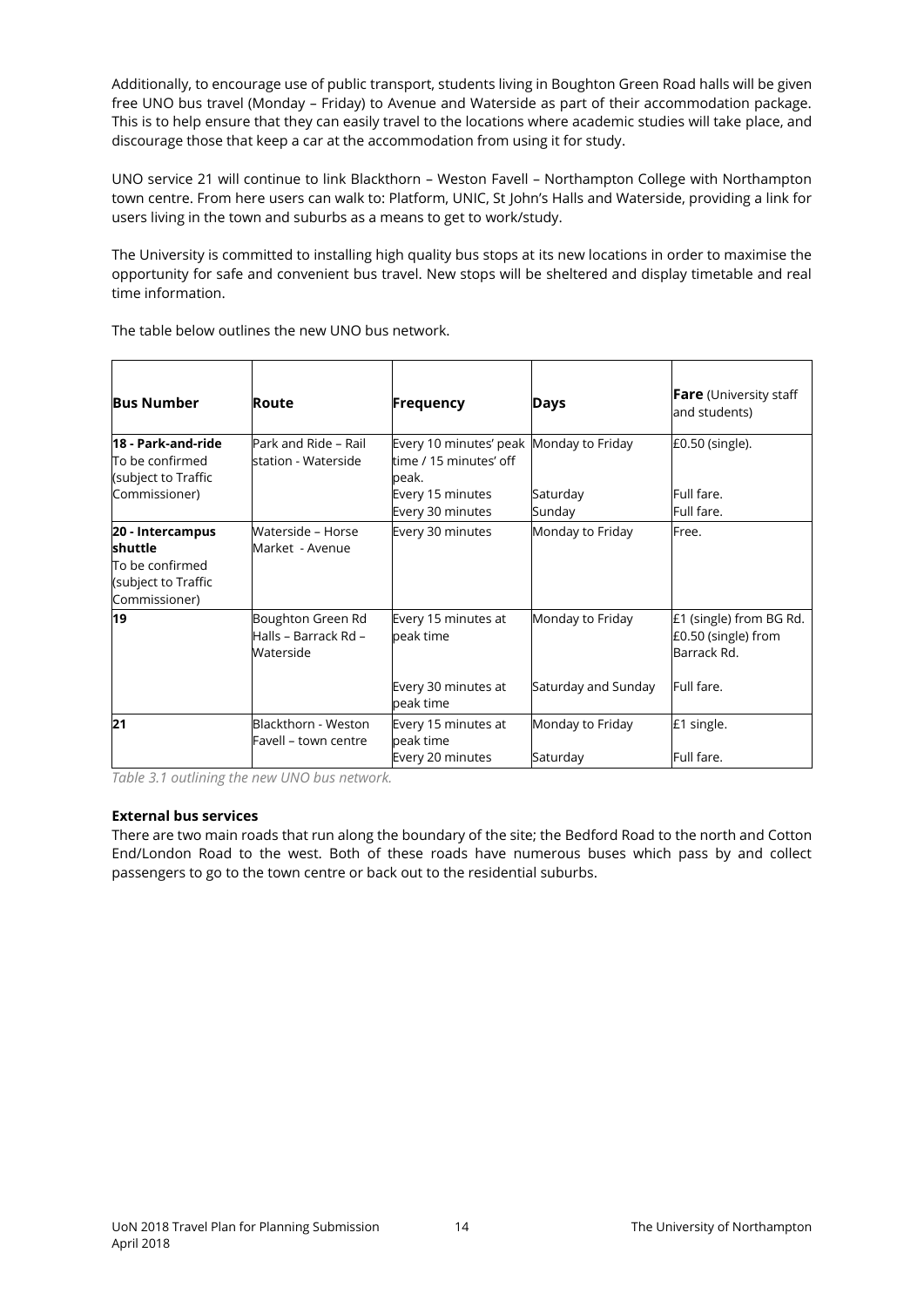Additionally, to encourage use of public transport, students living in Boughton Green Road halls will be given free UNO bus travel (Monday – Friday) to Avenue and Waterside as part of their accommodation package. This is to help ensure that they can easily travel to the locations where academic studies will take place, and discourage those that keep a car at the accommodation from using it for study.

UNO service 21 will continue to link Blackthorn – Weston Favell – Northampton College with Northampton town centre. From here users can walk to: Platform, UNIC, St John's Halls and Waterside, providing a link for users living in the town and suburbs as a means to get to work/study.

The University is committed to installing high quality bus stops at its new locations in order to maximise the opportunity for safe and convenient bus travel. New stops will be sheltered and display timetable and real time information.

The table below outlines the new UNO bus network.

| **Bus Number** | **Route** | **Frequency** | **Days** | **Fare** (University staff and students) |
|---|---|---|---|---|
| **18 - Park-and-ride** To be confirmed (subject to Traffic Commissioner) | Park and Ride – Rail station - Waterside | Every 10 minutes' peak time / 15 minutes' off peak. | Monday to Friday | £0.50 (single). |
| | | Every 15 minutes | Saturday | Full fare. |
| | | Every 30 minutes | Sunday | Full fare. |
| **20 - Intercampus shuttle** To be confirmed (subject to Traffic Commissioner) | Waterside – Horse Market - Avenue | Every 30 minutes | Monday to Friday | Free. |
| **19** | Boughton Green Rd Halls – Barrack Rd – Waterside | Every 15 minutes at peak time | Monday to Friday | £1 (single) from BG Rd. £0.50 (single) from Barrack Rd. |
| | | Every 30 minutes at peak time | Saturday and Sunday | Full fare. |
| **21** | Blackthorn - Weston Favell – town centre | Every 15 minutes at peak time | Monday to Friday | £1 single. |
| | | Every 20 minutes | Saturday | Full fare. |

*Table 3.1 outlining the new UNO bus network.*

**External bus services**

There are two main roads that run along the boundary of the site; the Bedford Road to the north and Cotton End/London Road to the west. Both of these roads have numerous buses which pass by and collect passengers to go to the town centre or back out to the residential suburbs.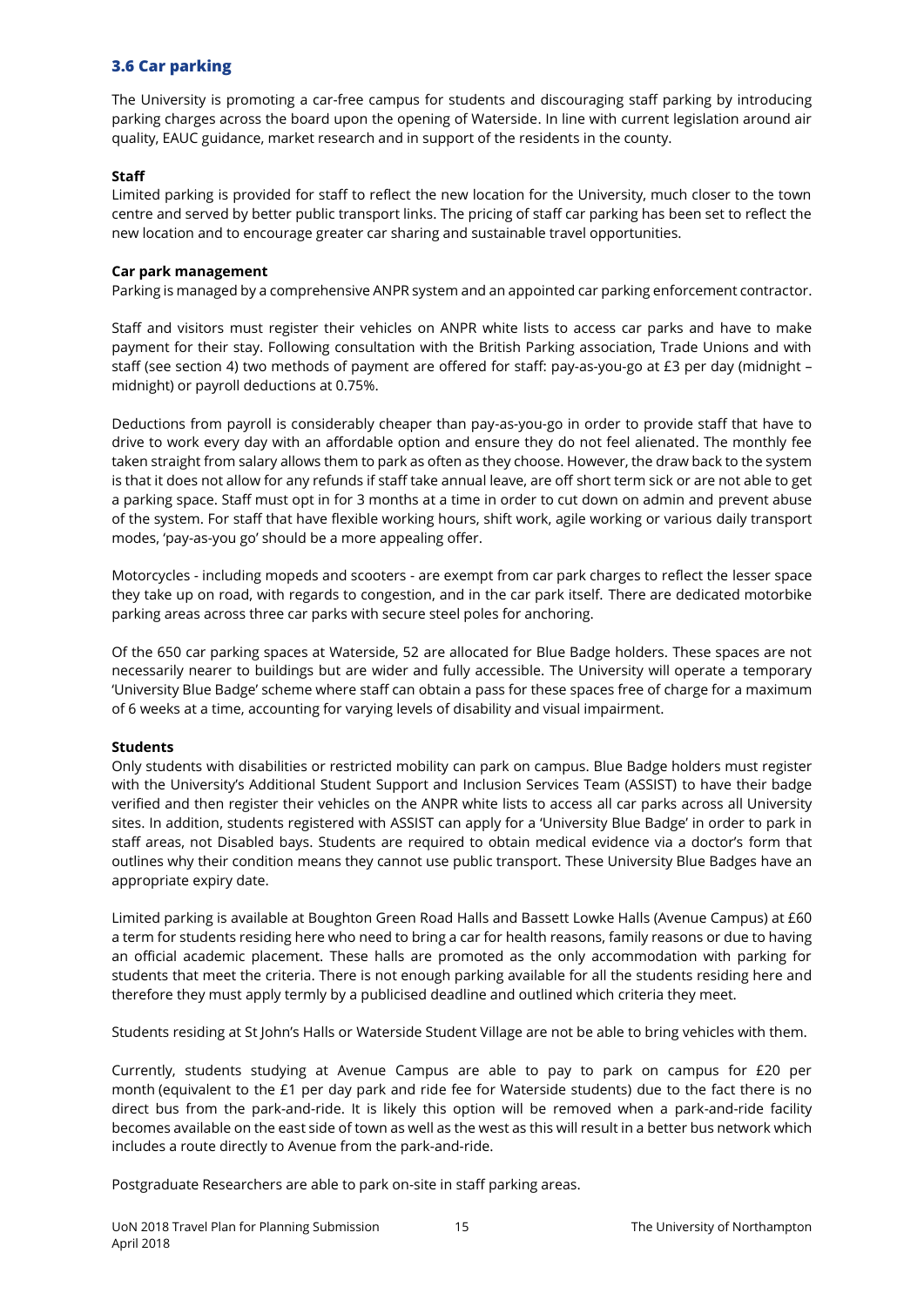## 3.6 Car parking

The University is promoting a car-free campus for students and discouraging staff parking by introducing parking charges across the board upon the opening of Waterside. In line with current legislation around air quality, EAUC guidance, market research and in support of the residents in the county.

**Staff**
Limited parking is provided for staff to reflect the new location for the University, much closer to the town centre and served by better public transport links. The pricing of staff car parking has been set to reflect the new location and to encourage greater car sharing and sustainable travel opportunities.

**Car park management**
Parking is managed by a comprehensive ANPR system and an appointed car parking enforcement contractor.

Staff and visitors must register their vehicles on ANPR white lists to access car parks and have to make payment for their stay. Following consultation with the British Parking association, Trade Unions and with staff (see section 4) two methods of payment are offered for staff: pay-as-you-go at £3 per day (midnight – midnight) or payroll deductions at 0.75%.

Deductions from payroll is considerably cheaper than pay-as-you-go in order to provide staff that have to drive to work every day with an affordable option and ensure they do not feel alienated. The monthly fee taken straight from salary allows them to park as often as they choose. However, the draw back to the system is that it does not allow for any refunds if staff take annual leave, are off short term sick or are not able to get a parking space. Staff must opt in for 3 months at a time in order to cut down on admin and prevent abuse of the system. For staff that have flexible working hours, shift work, agile working or various daily transport modes, 'pay-as-you go' should be a more appealing offer.

Motorcycles - including mopeds and scooters - are exempt from car park charges to reflect the lesser space they take up on road, with regards to congestion, and in the car park itself. There are dedicated motorbike parking areas across three car parks with secure steel poles for anchoring.

Of the 650 car parking spaces at Waterside, 52 are allocated for Blue Badge holders. These spaces are not necessarily nearer to buildings but are wider and fully accessible. The University will operate a temporary 'University Blue Badge' scheme where staff can obtain a pass for these spaces free of charge for a maximum of 6 weeks at a time, accounting for varying levels of disability and visual impairment.

**Students**
Only students with disabilities or restricted mobility can park on campus. Blue Badge holders must register with the University's Additional Student Support and Inclusion Services Team (ASSIST) to have their badge verified and then register their vehicles on the ANPR white lists to access all car parks across all University sites. In addition, students registered with ASSIST can apply for a 'University Blue Badge' in order to park in staff areas, not Disabled bays. Students are required to obtain medical evidence via a doctor's form that outlines why their condition means they cannot use public transport. These University Blue Badges have an appropriate expiry date.

Limited parking is available at Boughton Green Road Halls and Bassett Lowke Halls (Avenue Campus) at £60 a term for students residing here who need to bring a car for health reasons, family reasons or due to having an official academic placement. These halls are promoted as the only accommodation with parking for students that meet the criteria. There is not enough parking available for all the students residing here and therefore they must apply termly by a publicised deadline and outlined which criteria they meet.

Students residing at St John's Halls or Waterside Student Village are not be able to bring vehicles with them.

Currently, students studying at Avenue Campus are able to pay to park on campus for £20 per month (equivalent to the £1 per day park and ride fee for Waterside students) due to the fact there is no direct bus from the park-and-ride. It is likely this option will be removed when a park-and-ride facility becomes available on the east side of town as well as the west as this will result in a better bus network which includes a route directly to Avenue from the park-and-ride.

Postgraduate Researchers are able to park on-site in staff parking areas.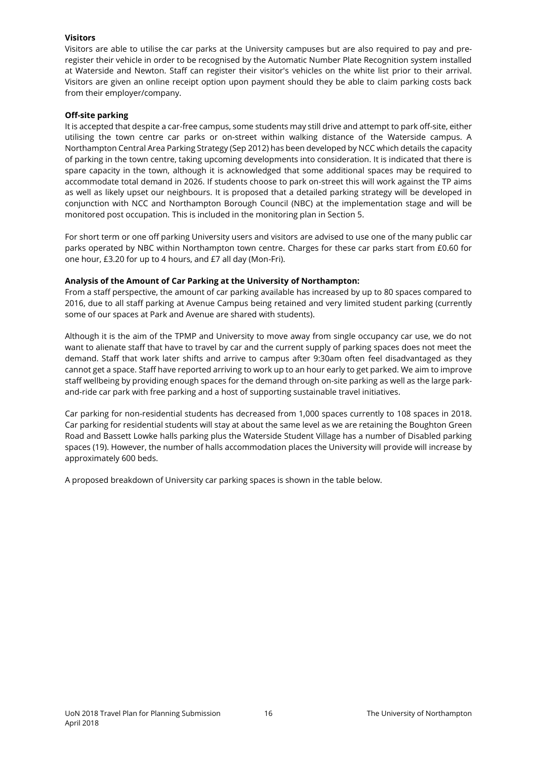**Visitors**

Visitors are able to utilise the car parks at the University campuses but are also required to pay and pre-register their vehicle in order to be recognised by the Automatic Number Plate Recognition system installed at Waterside and Newton. Staff can register their visitor's vehicles on the white list prior to their arrival. Visitors are given an online receipt option upon payment should they be able to claim parking costs back from their employer/company.

**Off-site parking**

It is accepted that despite a car-free campus, some students may still drive and attempt to park off-site, either utilising the town centre car parks or on-street within walking distance of the Waterside campus. A Northampton Central Area Parking Strategy (Sep 2012) has been developed by NCC which details the capacity of parking in the town centre, taking upcoming developments into consideration. It is indicated that there is spare capacity in the town, although it is acknowledged that some additional spaces may be required to accommodate total demand in 2026. If students choose to park on-street this will work against the TP aims as well as likely upset our neighbours. It is proposed that a detailed parking strategy will be developed in conjunction with NCC and Northampton Borough Council (NBC) at the implementation stage and will be monitored post occupation. This is included in the monitoring plan in Section 5.

For short term or one off parking University users and visitors are advised to use one of the many public car parks operated by NBC within Northampton town centre. Charges for these car parks start from £0.60 for one hour, £3.20 for up to 4 hours, and £7 all day (Mon-Fri).

**Analysis of the Amount of Car Parking at the University of Northampton:**

From a staff perspective, the amount of car parking available has increased by up to 80 spaces compared to 2016, due to all staff parking at Avenue Campus being retained and very limited student parking (currently some of our spaces at Park and Avenue are shared with students).

Although it is the aim of the TPMP and University to move away from single occupancy car use, we do not want to alienate staff that have to travel by car and the current supply of parking spaces does not meet the demand. Staff that work later shifts and arrive to campus after 9:30am often feel disadvantaged as they cannot get a space. Staff have reported arriving to work up to an hour early to get parked. We aim to improve staff wellbeing by providing enough spaces for the demand through on-site parking as well as the large park-and-ride car park with free parking and a host of supporting sustainable travel initiatives.

Car parking for non-residential students has decreased from 1,000 spaces currently to 108 spaces in 2018. Car parking for residential students will stay at about the same level as we are retaining the Boughton Green Road and Bassett Lowke halls parking plus the Waterside Student Village has a number of Disabled parking spaces (19). However, the number of halls accommodation places the University will provide will increase by approximately 600 beds.

A proposed breakdown of University car parking spaces is shown in the table below.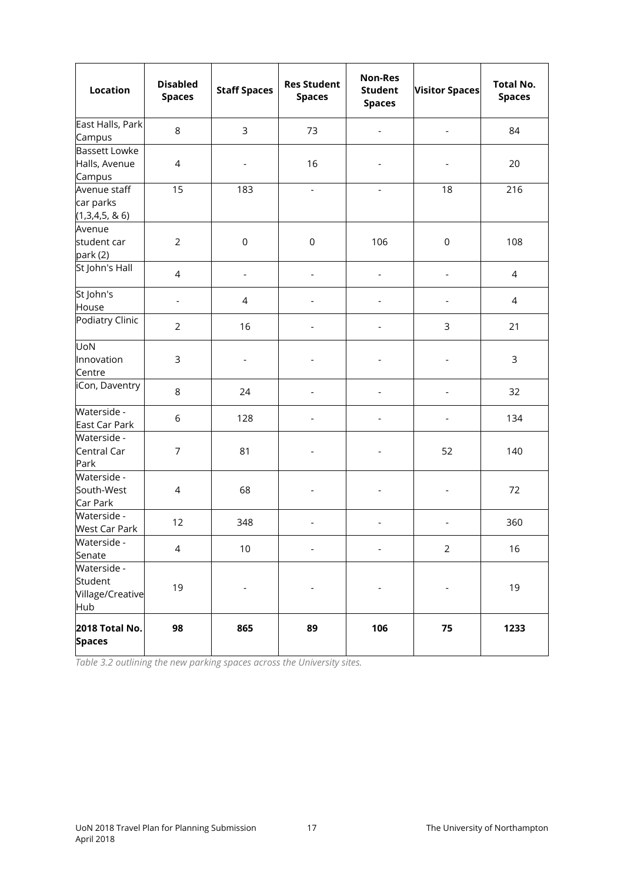| Location | Disabled Spaces | Staff Spaces | Res Student Spaces | Non-Res Student Spaces | Visitor Spaces | Total No. Spaces |
|---|---|---|---|---|---|---|
| East Halls, Park Campus | 8 | 3 | 73 | - | - | 84 |
| Bassett Lowke Halls, Avenue Campus | 4 | - | 16 | - | - | 20 |
| Avenue staff car parks (1,3,4,5, & 6) | 15 | 183 | - | - | 18 | 216 |
| Avenue student car park (2) | 2 | 0 | 0 | 106 | 0 | 108 |
| St John's Hall | 4 | - | - | - | - | 4 |
| St John's House | - | 4 | - | - | - | 4 |
| Podiatry Clinic | 2 | 16 | - | - | 3 | 21 |
| UoN Innovation Centre | 3 | - | - | - | - | 3 |
| iCon, Daventry | 8 | 24 | - | - | - | 32 |
| Waterside - East Car Park | 6 | 128 | - | - | - | 134 |
| Waterside - Central Car Park | 7 | 81 | - | - | 52 | 140 |
| Waterside - South-West Car Park | 4 | 68 | - | - | - | 72 |
| Waterside - West Car Park | 12 | 348 | - | - | - | 360 |
| Waterside - Senate | 4 | 10 | - | - | 2 | 16 |
| Waterside - Student Village/Creative Hub | 19 | - | - | - | - | 19 |
| **2018 Total No. Spaces** | **98** | **865** | **89** | **106** | **75** | **1233** |

*Table 3.2 outlining the new parking spaces across the University sites.*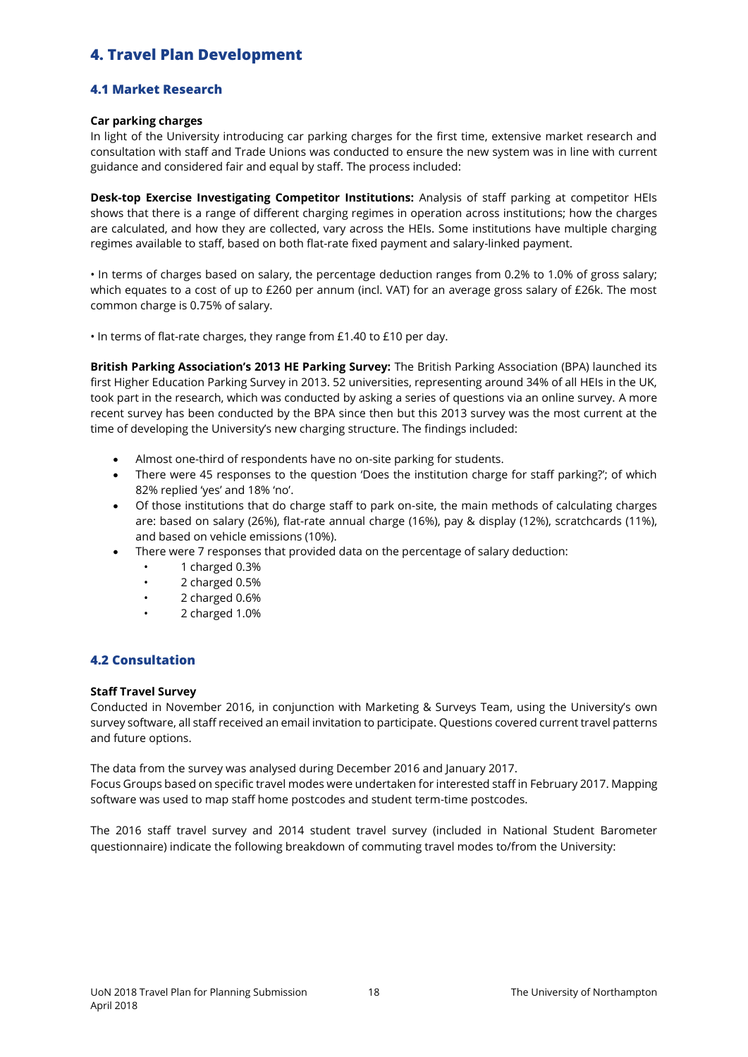# 4. Travel Plan Development

## 4.1 Market Research

**Car parking charges**
In light of the University introducing car parking charges for the first time, extensive market research and consultation with staff and Trade Unions was conducted to ensure the new system was in line with current guidance and considered fair and equal by staff. The process included:

**Desk-top Exercise Investigating Competitor Institutions:** Analysis of staff parking at competitor HEIs shows that there is a range of different charging regimes in operation across institutions; how the charges are calculated, and how they are collected, vary across the HEIs. Some institutions have multiple charging regimes available to staff, based on both flat-rate fixed payment and salary-linked payment.

• In terms of charges based on salary, the percentage deduction ranges from 0.2% to 1.0% of gross salary; which equates to a cost of up to £260 per annum (incl. VAT) for an average gross salary of £26k. The most common charge is 0.75% of salary.

• In terms of flat-rate charges, they range from £1.40 to £10 per day.

**British Parking Association's 2013 HE Parking Survey:** The British Parking Association (BPA) launched its first Higher Education Parking Survey in 2013. 52 universities, representing around 34% of all HEIs in the UK, took part in the research, which was conducted by asking a series of questions via an online survey. A more recent survey has been conducted by the BPA since then but this 2013 survey was the most current at the time of developing the University's new charging structure. The findings included:

- Almost one-third of respondents have no on-site parking for students.
- There were 45 responses to the question 'Does the institution charge for staff parking?'; of which 82% replied 'yes' and 18% 'no'.
- Of those institutions that do charge staff to park on-site, the main methods of calculating charges are: based on salary (26%), flat-rate annual charge (16%), pay & display (12%), scratchcards (11%), and based on vehicle emissions (10%).
- There were 7 responses that provided data on the percentage of salary deduction:
    - 1 charged 0.3%
    - 2 charged 0.5%
    - 2 charged 0.6%
    - 2 charged 1.0%

## 4.2 Consultation

**Staff Travel Survey**
Conducted in November 2016, in conjunction with Marketing & Surveys Team, using the University's own survey software, all staff received an email invitation to participate. Questions covered current travel patterns and future options.

The data from the survey was analysed during December 2016 and January 2017.
Focus Groups based on specific travel modes were undertaken for interested staff in February 2017. Mapping software was used to map staff home postcodes and student term-time postcodes.

The 2016 staff travel survey and 2014 student travel survey (included in National Student Barometer questionnaire) indicate the following breakdown of commuting travel modes to/from the University: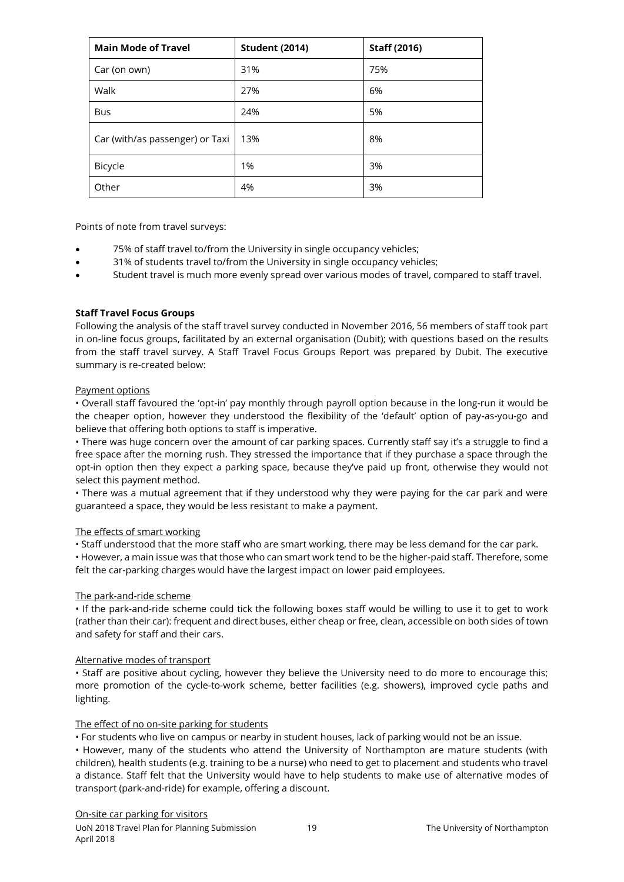| Main Mode of Travel | Student (2014) | Staff (2016) |
| --- | --- | --- |
| Car (on own) | 31% | 75% |
| Walk | 27% | 6% |
| Bus | 24% | 5% |
| Car (with/as passenger) or Taxi | 13% | 8% |
| Bicycle | 1% | 3% |
| Other | 4% | 3% |

Points of note from travel surveys:

- 75% of staff travel to/from the University in single occupancy vehicles;
- 31% of students travel to/from the University in single occupancy vehicles;
- Student travel is much more evenly spread over various modes of travel, compared to staff travel.

**Staff Travel Focus Groups**

Following the analysis of the staff travel survey conducted in November 2016, 56 members of staff took part in on-line focus groups, facilitated by an external organisation (Dubit); with questions based on the results from the staff travel survey. A Staff Travel Focus Groups Report was prepared by Dubit. The executive summary is re-created below:

Payment options

• Overall staff favoured the 'opt-in' pay monthly through payroll option because in the long-run it would be the cheaper option, however they understood the flexibility of the 'default' option of pay-as-you-go and believe that offering both options to staff is imperative.

• There was huge concern over the amount of car parking spaces. Currently staff say it's a struggle to find a free space after the morning rush. They stressed the importance that if they purchase a space through the opt-in option then they expect a parking space, because they've paid up front, otherwise they would not select this payment method.

• There was a mutual agreement that if they understood why they were paying for the car park and were guaranteed a space, they would be less resistant to make a payment.

The effects of smart working

• Staff understood that the more staff who are smart working, there may be less demand for the car park.

• However, a main issue was that those who can smart work tend to be the higher-paid staff. Therefore, some felt the car-parking charges would have the largest impact on lower paid employees.

The park-and-ride scheme

• If the park-and-ride scheme could tick the following boxes staff would be willing to use it to get to work (rather than their car): frequent and direct buses, either cheap or free, clean, accessible on both sides of town and safety for staff and their cars.

Alternative modes of transport

• Staff are positive about cycling, however they believe the University need to do more to encourage this; more promotion of the cycle-to-work scheme, better facilities (e.g. showers), improved cycle paths and lighting.

The effect of no on-site parking for students

• For students who live on campus or nearby in student houses, lack of parking would not be an issue.

• However, many of the students who attend the University of Northampton are mature students (with children), health students (e.g. training to be a nurse) who need to get to placement and students who travel a distance. Staff felt that the University would have to help students to make use of alternative modes of transport (park-and-ride) for example, offering a discount.

On-site car parking for visitors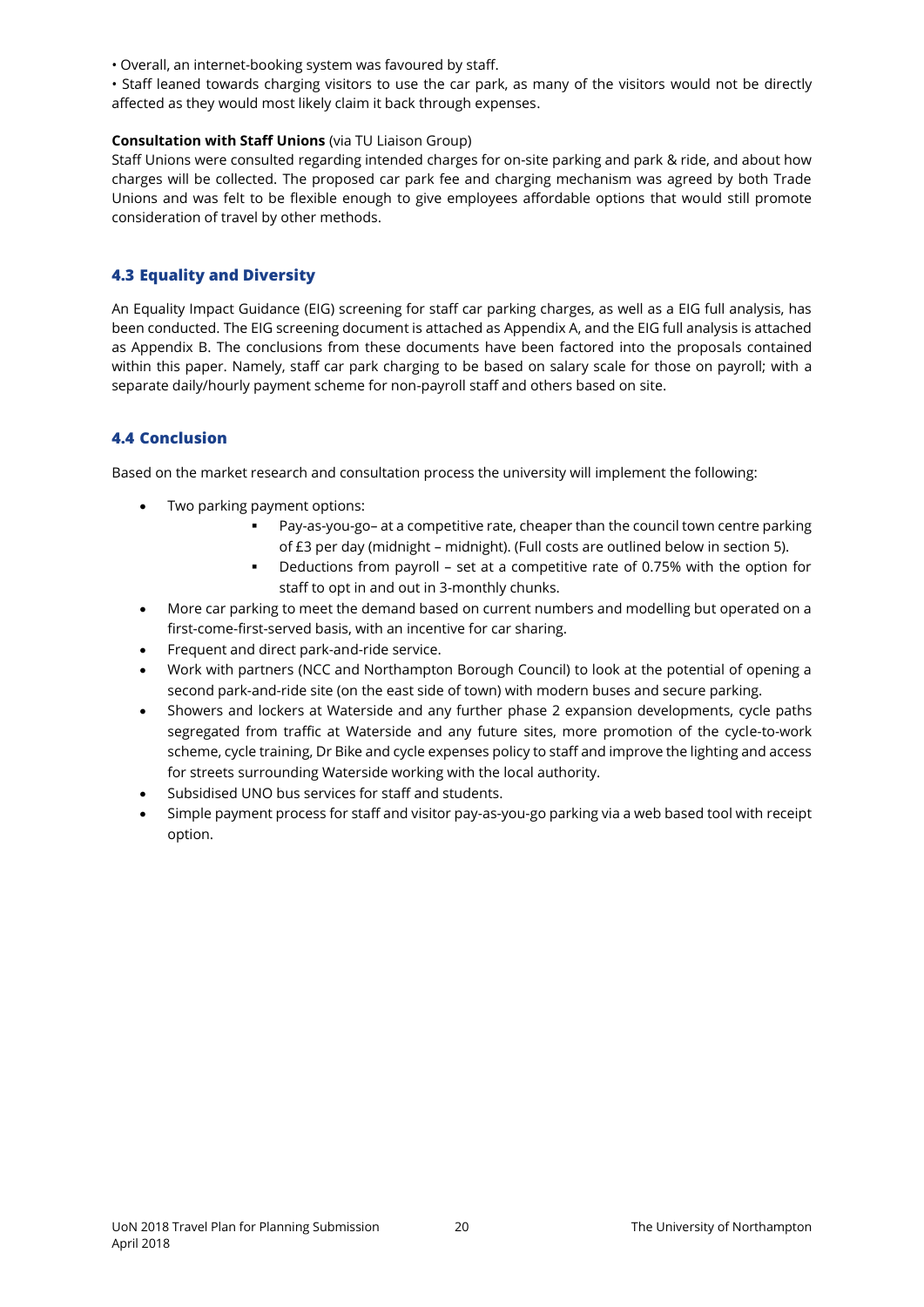• Overall, an internet-booking system was favoured by staff.

• Staff leaned towards charging visitors to use the car park, as many of the visitors would not be directly affected as they would most likely claim it back through expenses.

**Consultation with Staff Unions** (via TU Liaison Group)

Staff Unions were consulted regarding intended charges for on-site parking and park & ride, and about how charges will be collected. The proposed car park fee and charging mechanism was agreed by both Trade Unions and was felt to be flexible enough to give employees affordable options that would still promote consideration of travel by other methods.

### 4.3 Equality and Diversity

An Equality Impact Guidance (EIG) screening for staff car parking charges, as well as a EIG full analysis, has been conducted. The EIG screening document is attached as Appendix A, and the EIG full analysis is attached as Appendix B. The conclusions from these documents have been factored into the proposals contained within this paper. Namely, staff car park charging to be based on salary scale for those on payroll; with a separate daily/hourly payment scheme for non-payroll staff and others based on site.

### 4.4 Conclusion

Based on the market research and consultation process the university will implement the following:

- Two parking payment options:
  - Pay-as-you-go– at a competitive rate, cheaper than the council town centre parking of £3 per day (midnight – midnight). (Full costs are outlined below in section 5).
  - Deductions from payroll – set at a competitive rate of 0.75% with the option for staff to opt in and out in 3-monthly chunks.
- More car parking to meet the demand based on current numbers and modelling but operated on a first-come-first-served basis, with an incentive for car sharing.
- Frequent and direct park-and-ride service.
- Work with partners (NCC and Northampton Borough Council) to look at the potential of opening a second park-and-ride site (on the east side of town) with modern buses and secure parking.
- Showers and lockers at Waterside and any further phase 2 expansion developments, cycle paths segregated from traffic at Waterside and any future sites, more promotion of the cycle-to-work scheme, cycle training, Dr Bike and cycle expenses policy to staff and improve the lighting and access for streets surrounding Waterside working with the local authority.
- Subsidised UNO bus services for staff and students.
- Simple payment process for staff and visitor pay-as-you-go parking via a web based tool with receipt option.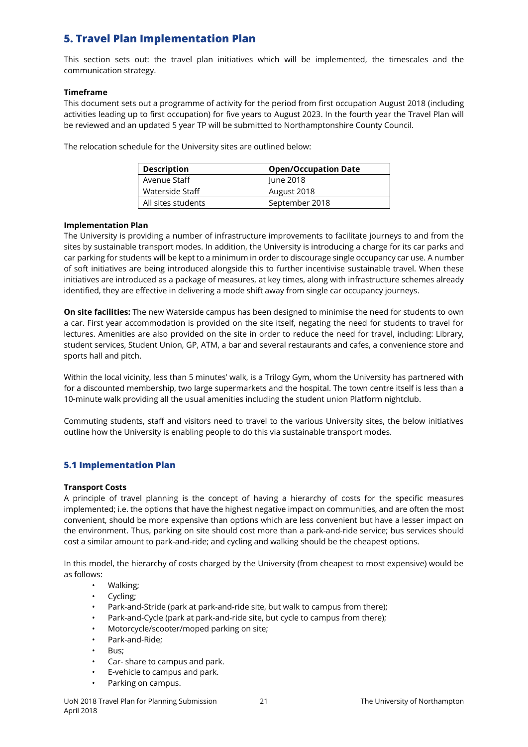## 5. Travel Plan Implementation Plan

This section sets out: the travel plan initiatives which will be implemented, the timescales and the communication strategy.

**Timeframe**

This document sets out a programme of activity for the period from first occupation August 2018 (including activities leading up to first occupation) for five years to August 2023. In the fourth year the Travel Plan will be reviewed and an updated 5 year TP will be submitted to Northamptonshire County Council.

The relocation schedule for the University sites are outlined below:

| Description | Open/Occupation Date |
|---|---|
| Avenue Staff | June 2018 |
| Waterside Staff | August 2018 |
| All sites students | September 2018 |

**Implementation Plan**

The University is providing a number of infrastructure improvements to facilitate journeys to and from the sites by sustainable transport modes. In addition, the University is introducing a charge for its car parks and car parking for students will be kept to a minimum in order to discourage single occupancy car use. A number of soft initiatives are being introduced alongside this to further incentivise sustainable travel. When these initiatives are introduced as a package of measures, at key times, along with infrastructure schemes already identified, they are effective in delivering a mode shift away from single car occupancy journeys.

**On site facilities:** The new Waterside campus has been designed to minimise the need for students to own a car. First year accommodation is provided on the site itself, negating the need for students to travel for lectures. Amenities are also provided on the site in order to reduce the need for travel, including: Library, student services, Student Union, GP, ATM, a bar and several restaurants and cafes, a convenience store and sports hall and pitch.

Within the local vicinity, less than 5 minutes' walk, is a Trilogy Gym, whom the University has partnered with for a discounted membership, two large supermarkets and the hospital. The town centre itself is less than a 10-minute walk providing all the usual amenities including the student union Platform nightclub.

Commuting students, staff and visitors need to travel to the various University sites, the below initiatives outline how the University is enabling people to do this via sustainable transport modes.

### 5.1 Implementation Plan

**Transport Costs**

A principle of travel planning is the concept of having a hierarchy of costs for the specific measures implemented; i.e. the options that have the highest negative impact on communities, and are often the most convenient, should be more expensive than options which are less convenient but have a lesser impact on the environment. Thus, parking on site should cost more than a park-and-ride service; bus services should cost a similar amount to park-and-ride; and cycling and walking should be the cheapest options.

In this model, the hierarchy of costs charged by the University (from cheapest to most expensive) would be as follows:

- Walking;
- Cycling;
- Park-and-Stride (park at park-and-ride site, but walk to campus from there);
- Park-and-Cycle (park at park-and-ride site, but cycle to campus from there);
- Motorcycle/scooter/moped parking on site;
- Park-and-Ride;
- Bus;
- Car- share to campus and park.
- E-vehicle to campus and park.
- Parking on campus.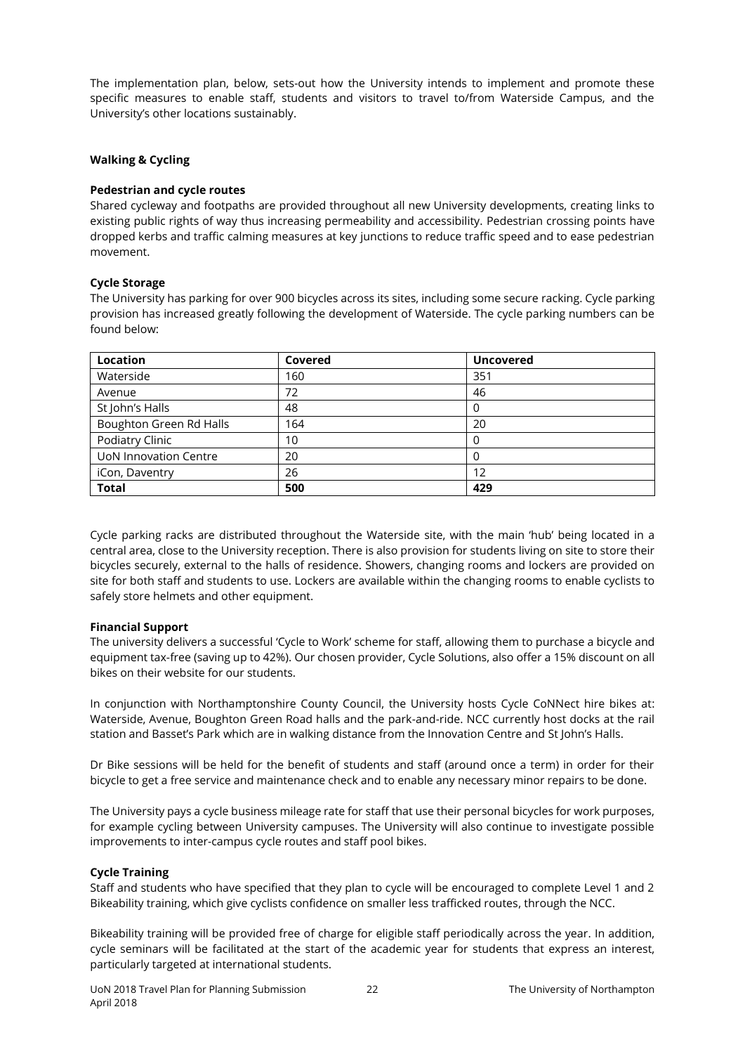The implementation plan, below, sets-out how the University intends to implement and promote these specific measures to enable staff, students and visitors to travel to/from Waterside Campus, and the University's other locations sustainably.

### Walking & Cycling

**Pedestrian and cycle routes**

Shared cycleway and footpaths are provided throughout all new University developments, creating links to existing public rights of way thus increasing permeability and accessibility. Pedestrian crossing points have dropped kerbs and traffic calming measures at key junctions to reduce traffic speed and to ease pedestrian movement.

**Cycle Storage**

The University has parking for over 900 bicycles across its sites, including some secure racking. Cycle parking provision has increased greatly following the development of Waterside. The cycle parking numbers can be found below:

| Location | Covered | Uncovered |
|---|---|---|
| Waterside | 160 | 351 |
| Avenue | 72 | 46 |
| St John's Halls | 48 | 0 |
| Boughton Green Rd Halls | 164 | 20 |
| Podiatry Clinic | 10 | 0 |
| UoN Innovation Centre | 20 | 0 |
| iCon, Daventry | 26 | 12 |
| **Total** | **500** | **429** |

Cycle parking racks are distributed throughout the Waterside site, with the main 'hub' being located in a central area, close to the University reception. There is also provision for students living on site to store their bicycles securely, external to the halls of residence. Showers, changing rooms and lockers are provided on site for both staff and students to use. Lockers are available within the changing rooms to enable cyclists to safely store helmets and other equipment.

**Financial Support**

The university delivers a successful 'Cycle to Work' scheme for staff, allowing them to purchase a bicycle and equipment tax-free (saving up to 42%). Our chosen provider, Cycle Solutions, also offer a 15% discount on all bikes on their website for our students.

In conjunction with Northamptonshire County Council, the University hosts Cycle CoNNect hire bikes at: Waterside, Avenue, Boughton Green Road halls and the park-and-ride. NCC currently host docks at the rail station and Basset's Park which are in walking distance from the Innovation Centre and St John's Halls.

Dr Bike sessions will be held for the benefit of students and staff (around once a term) in order for their bicycle to get a free service and maintenance check and to enable any necessary minor repairs to be done.

The University pays a cycle business mileage rate for staff that use their personal bicycles for work purposes, for example cycling between University campuses. The University will also continue to investigate possible improvements to inter-campus cycle routes and staff pool bikes.

**Cycle Training**

Staff and students who have specified that they plan to cycle will be encouraged to complete Level 1 and 2 Bikeability training, which give cyclists confidence on smaller less trafficked routes, through the NCC.

Bikeability training will be provided free of charge for eligible staff periodically across the year. In addition, cycle seminars will be facilitated at the start of the academic year for students that express an interest, particularly targeted at international students.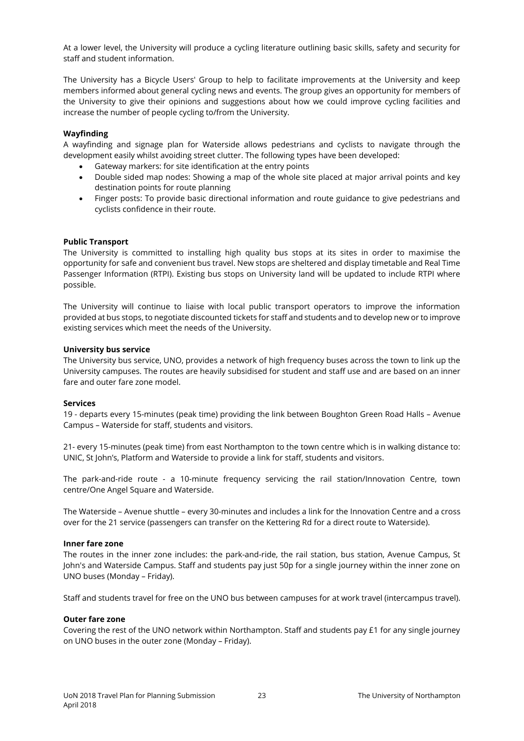At a lower level, the University will produce a cycling literature outlining basic skills, safety and security for staff and student information.

The University has a Bicycle Users' Group to help to facilitate improvements at the University and keep members informed about general cycling news and events. The group gives an opportunity for members of the University to give their opinions and suggestions about how we could improve cycling facilities and increase the number of people cycling to/from the University.

**Wayfinding**

A wayfinding and signage plan for Waterside allows pedestrians and cyclists to navigate through the development easily whilst avoiding street clutter. The following types have been developed:

- Gateway markers: for site identification at the entry points
- Double sided map nodes: Showing a map of the whole site placed at major arrival points and key destination points for route planning
- Finger posts: To provide basic directional information and route guidance to give pedestrians and cyclists confidence in their route.

**Public Transport**

The University is committed to installing high quality bus stops at its sites in order to maximise the opportunity for safe and convenient bus travel. New stops are sheltered and display timetable and Real Time Passenger Information (RTPI). Existing bus stops on University land will be updated to include RTPI where possible.

The University will continue to liaise with local public transport operators to improve the information provided at bus stops, to negotiate discounted tickets for staff and students and to develop new or to improve existing services which meet the needs of the University.

**University bus service**

The University bus service, UNO, provides a network of high frequency buses across the town to link up the University campuses. The routes are heavily subsidised for student and staff use and are based on an inner fare and outer fare zone model.

**Services**

19 - departs every 15-minutes (peak time) providing the link between Boughton Green Road Halls – Avenue Campus – Waterside for staff, students and visitors.

21- every 15-minutes (peak time) from east Northampton to the town centre which is in walking distance to: UNIC, St John's, Platform and Waterside to provide a link for staff, students and visitors.

The park-and-ride route - a 10-minute frequency servicing the rail station/Innovation Centre, town centre/One Angel Square and Waterside.

The Waterside – Avenue shuttle – every 30-minutes and includes a link for the Innovation Centre and a cross over for the 21 service (passengers can transfer on the Kettering Rd for a direct route to Waterside).

**Inner fare zone**

The routes in the inner zone includes: the park-and-ride, the rail station, bus station, Avenue Campus, St John's and Waterside Campus. Staff and students pay just 50p for a single journey within the inner zone on UNO buses (Monday – Friday).

Staff and students travel for free on the UNO bus between campuses for at work travel (intercampus travel).

**Outer fare zone**

Covering the rest of the UNO network within Northampton. Staff and students pay £1 for any single journey on UNO buses in the outer zone (Monday – Friday).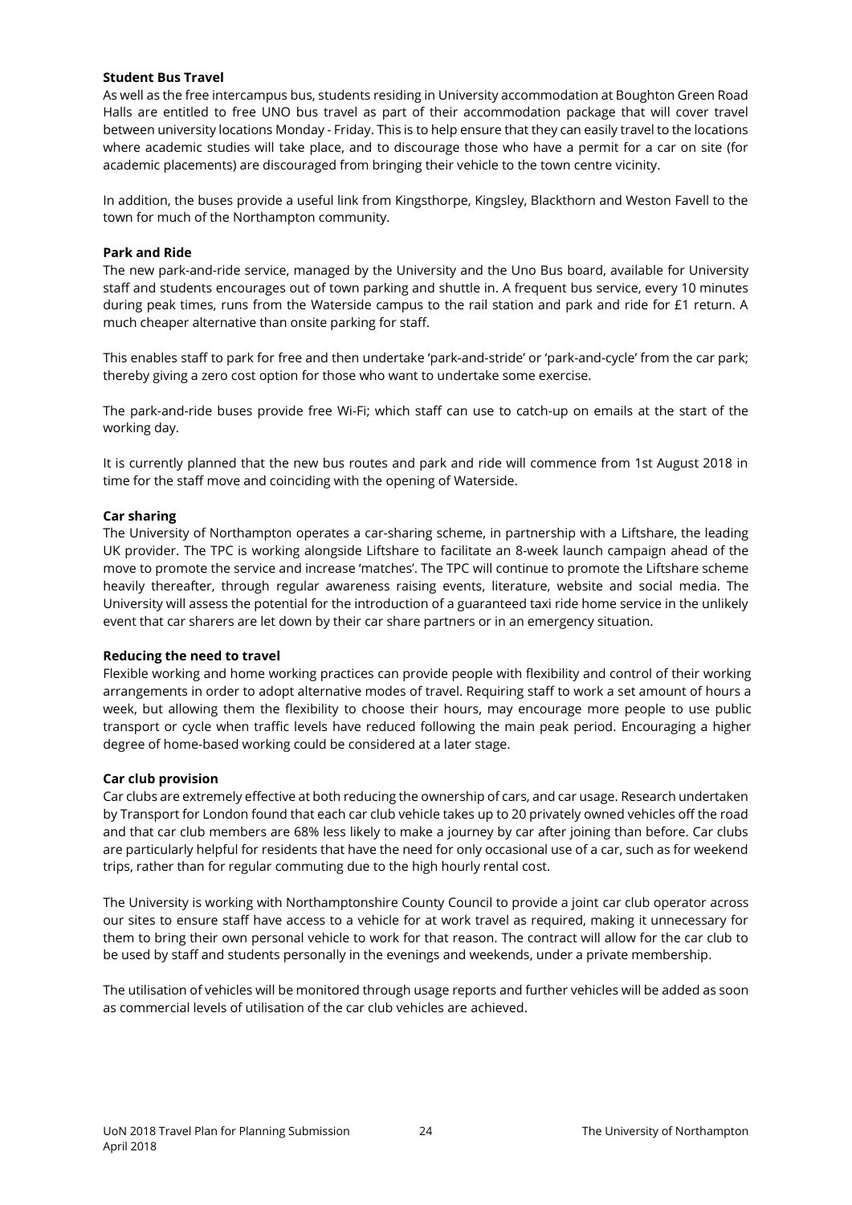**Student Bus Travel**

As well as the free intercampus bus, students residing in University accommodation at Boughton Green Road Halls are entitled to free UNO bus travel as part of their accommodation package that will cover travel between university locations Monday - Friday. This is to help ensure that they can easily travel to the locations where academic studies will take place, and to discourage those who have a permit for a car on site (for academic placements) are discouraged from bringing their vehicle to the town centre vicinity.

In addition, the buses provide a useful link from Kingsthorpe, Kingsley, Blackthorn and Weston Favell to the town for much of the Northampton community.

**Park and Ride**

The new park-and-ride service, managed by the University and the Uno Bus board, available for University staff and students encourages out of town parking and shuttle in. A frequent bus service, every 10 minutes during peak times, runs from the Waterside campus to the rail station and park and ride for £1 return. A much cheaper alternative than onsite parking for staff.

This enables staff to park for free and then undertake 'park-and-stride' or 'park-and-cycle' from the car park; thereby giving a zero cost option for those who want to undertake some exercise.

The park-and-ride buses provide free Wi-Fi; which staff can use to catch-up on emails at the start of the working day.

It is currently planned that the new bus routes and park and ride will commence from 1st August 2018 in time for the staff move and coinciding with the opening of Waterside.

**Car sharing**

The University of Northampton operates a car-sharing scheme, in partnership with a Liftshare, the leading UK provider. The TPC is working alongside Liftshare to facilitate an 8-week launch campaign ahead of the move to promote the service and increase 'matches'. The TPC will continue to promote the Liftshare scheme heavily thereafter, through regular awareness raising events, literature, website and social media. The University will assess the potential for the introduction of a guaranteed taxi ride home service in the unlikely event that car sharers are let down by their car share partners or in an emergency situation.

**Reducing the need to travel**

Flexible working and home working practices can provide people with flexibility and control of their working arrangements in order to adopt alternative modes of travel. Requiring staff to work a set amount of hours a week, but allowing them the flexibility to choose their hours, may encourage more people to use public transport or cycle when traffic levels have reduced following the main peak period. Encouraging a higher degree of home-based working could be considered at a later stage.

**Car club provision**

Car clubs are extremely effective at both reducing the ownership of cars, and car usage. Research undertaken by Transport for London found that each car club vehicle takes up to 20 privately owned vehicles off the road and that car club members are 68% less likely to make a journey by car after joining than before. Car clubs are particularly helpful for residents that have the need for only occasional use of a car, such as for weekend trips, rather than for regular commuting due to the high hourly rental cost.

The University is working with Northamptonshire County Council to provide a joint car club operator across our sites to ensure staff have access to a vehicle for at work travel as required, making it unnecessary for them to bring their own personal vehicle to work for that reason. The contract will allow for the car club to be used by staff and students personally in the evenings and weekends, under a private membership.

The utilisation of vehicles will be monitored through usage reports and further vehicles will be added as soon as commercial levels of utilisation of the car club vehicles are achieved.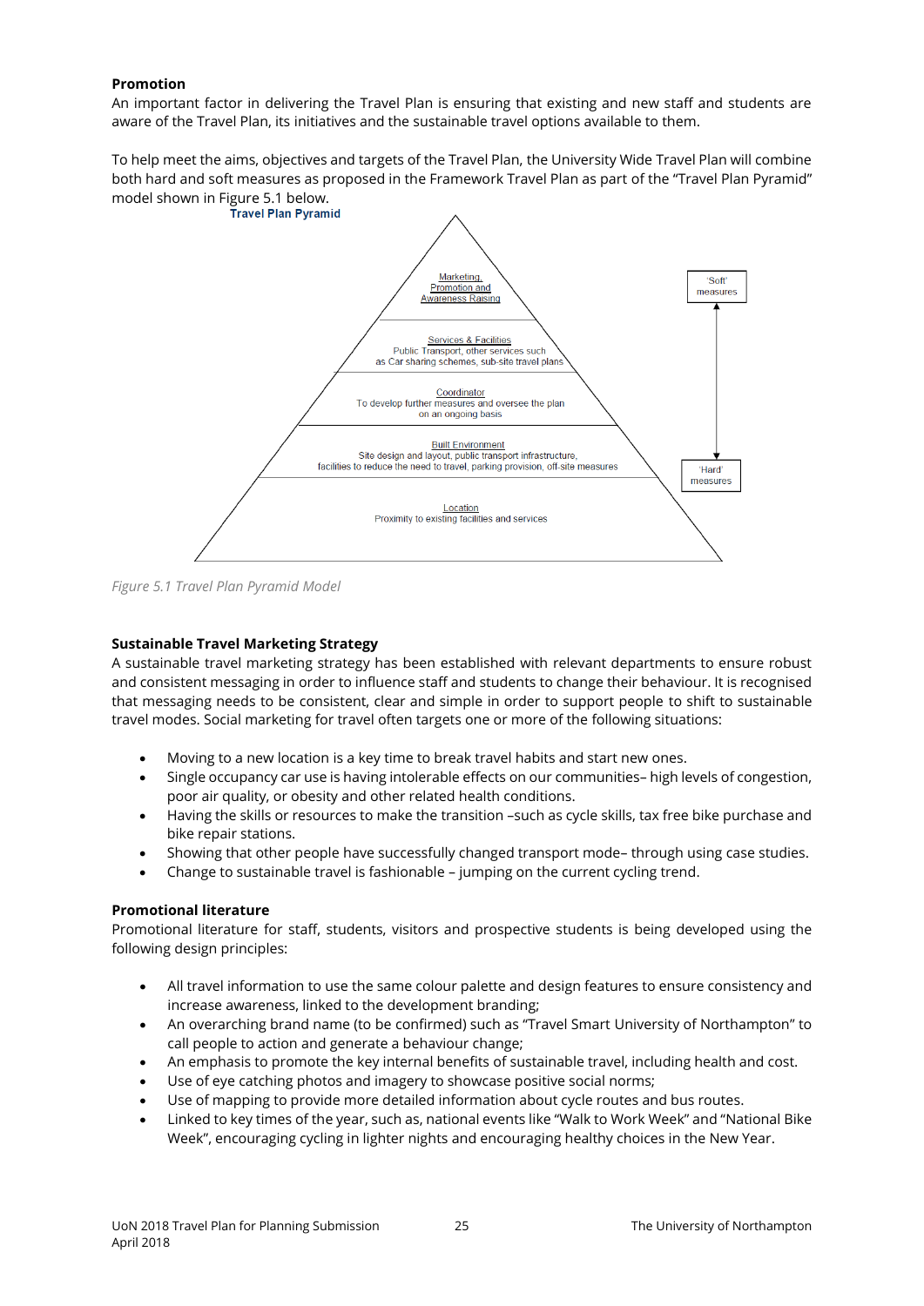**Promotion**

An important factor in delivering the Travel Plan is ensuring that existing and new staff and students are aware of the Travel Plan, its initiatives and the sustainable travel options available to them.

To help meet the aims, objectives and targets of the Travel Plan, the University Wide Travel Plan will combine both hard and soft measures as proposed in the Framework Travel Plan as part of the "Travel Plan Pyramid" model shown in Figure 5.1 below.

**Travel Plan Pyramid**

- Marketing, Promotion and Awareness Raising
- Services & Facilities: Public Transport, other services such as Car sharing schemes, sub-site travel plans
- Coordinator: To develop further measures and oversee the plan on an ongoing basis
- Built Environment: Site design and layout, public transport infrastructure, facilities to reduce the need to travel, parking provision, off-site measures
- Location: Proximity to existing facilities and services

'Soft' measures ↕ 'Hard' measures

*Figure 5.1 Travel Plan Pyramid Model*

**Sustainable Travel Marketing Strategy**

A sustainable travel marketing strategy has been established with relevant departments to ensure robust and consistent messaging in order to influence staff and students to change their behaviour. It is recognised that messaging needs to be consistent, clear and simple in order to support people to shift to sustainable travel modes. Social marketing for travel often targets one or more of the following situations:

- Moving to a new location is a key time to break travel habits and start new ones.
- Single occupancy car use is having intolerable effects on our communities– high levels of congestion, poor air quality, or obesity and other related health conditions.
- Having the skills or resources to make the transition –such as cycle skills, tax free bike purchase and bike repair stations.
- Showing that other people have successfully changed transport mode– through using case studies.
- Change to sustainable travel is fashionable – jumping on the current cycling trend.

**Promotional literature**

Promotional literature for staff, students, visitors and prospective students is being developed using the following design principles:

- All travel information to use the same colour palette and design features to ensure consistency and increase awareness, linked to the development branding;
- An overarching brand name (to be confirmed) such as "Travel Smart University of Northampton" to call people to action and generate a behaviour change;
- An emphasis to promote the key internal benefits of sustainable travel, including health and cost.
- Use of eye catching photos and imagery to showcase positive social norms;
- Use of mapping to provide more detailed information about cycle routes and bus routes.
- Linked to key times of the year, such as, national events like "Walk to Work Week" and "National Bike Week", encouraging cycling in lighter nights and encouraging healthy choices in the New Year.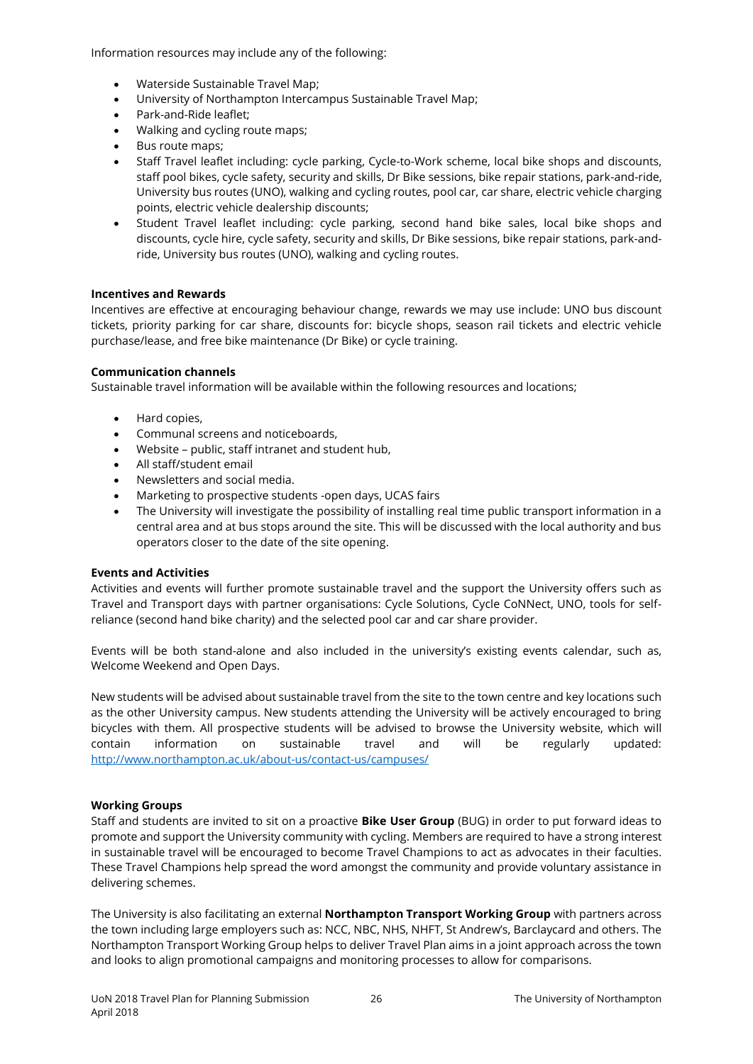Information resources may include any of the following:

- Waterside Sustainable Travel Map;
- University of Northampton Intercampus Sustainable Travel Map;
- Park-and-Ride leaflet;
- Walking and cycling route maps;
- Bus route maps;
- Staff Travel leaflet including: cycle parking, Cycle-to-Work scheme, local bike shops and discounts, staff pool bikes, cycle safety, security and skills, Dr Bike sessions, bike repair stations, park-and-ride, University bus routes (UNO), walking and cycling routes, pool car, car share, electric vehicle charging points, electric vehicle dealership discounts;
- Student Travel leaflet including: cycle parking, second hand bike sales, local bike shops and discounts, cycle hire, cycle safety, security and skills, Dr Bike sessions, bike repair stations, park-and-ride, University bus routes (UNO), walking and cycling routes.

**Incentives and Rewards**

Incentives are effective at encouraging behaviour change, rewards we may use include: UNO bus discount tickets, priority parking for car share, discounts for: bicycle shops, season rail tickets and electric vehicle purchase/lease, and free bike maintenance (Dr Bike) or cycle training.

**Communication channels**

Sustainable travel information will be available within the following resources and locations;

- Hard copies,
- Communal screens and noticeboards,
- Website – public, staff intranet and student hub,
- All staff/student email
- Newsletters and social media.
- Marketing to prospective students -open days, UCAS fairs
- The University will investigate the possibility of installing real time public transport information in a central area and at bus stops around the site. This will be discussed with the local authority and bus operators closer to the date of the site opening.

**Events and Activities**

Activities and events will further promote sustainable travel and the support the University offers such as Travel and Transport days with partner organisations: Cycle Solutions, Cycle CoNNect, UNO, tools for self-reliance (second hand bike charity) and the selected pool car and car share provider.

Events will be both stand-alone and also included in the university's existing events calendar, such as, Welcome Weekend and Open Days.

New students will be advised about sustainable travel from the site to the town centre and key locations such as the other University campus. New students attending the University will be actively encouraged to bring bicycles with them. All prospective students will be advised to browse the University website, which will contain information on sustainable travel and will be regularly updated: http://www.northampton.ac.uk/about-us/contact-us/campuses/

**Working Groups**

Staff and students are invited to sit on a proactive **Bike User Group** (BUG) in order to put forward ideas to promote and support the University community with cycling. Members are required to have a strong interest in sustainable travel will be encouraged to become Travel Champions to act as advocates in their faculties. These Travel Champions help spread the word amongst the community and provide voluntary assistance in delivering schemes.

The University is also facilitating an external **Northampton Transport Working Group** with partners across the town including large employers such as: NCC, NBC, NHS, NHFT, St Andrew's, Barclaycard and others. The Northampton Transport Working Group helps to deliver Travel Plan aims in a joint approach across the town and looks to align promotional campaigns and monitoring processes to allow for comparisons.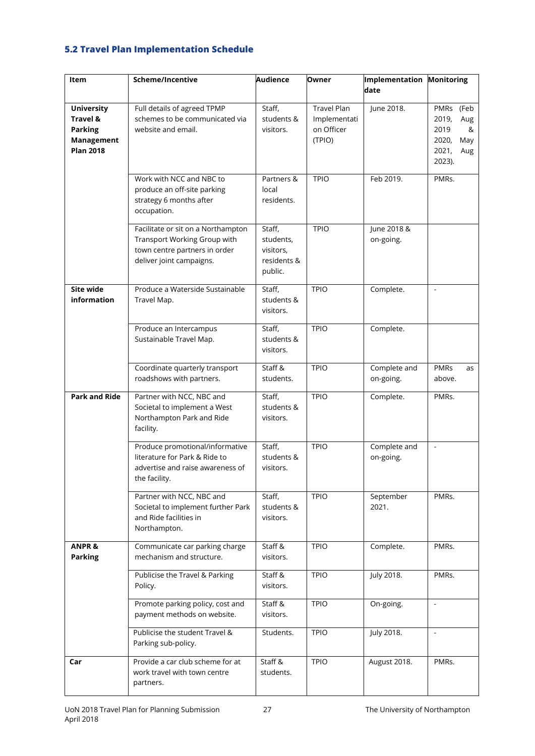### 5.2 Travel Plan Implementation Schedule

| Item | Scheme/Incentive | Audience | Owner | Implementation date | Monitoring |
|---|---|---|---|---|---|
| **University Travel & Parking Management Plan 2018** | Full details of agreed TPMP schemes to be communicated via website and email. | Staff, students & visitors. | Travel Plan Implementation Officer (TPIO) | June 2018. | PMRs (Feb 2019, Aug 2019 & 2020, May 2021, Aug 2023). |
| | Work with NCC and NBC to produce an off-site parking strategy 6 months after occupation. | Partners & local residents. | TPIO | Feb 2019. | PMRs. |
| | Facilitate or sit on a Northampton Transport Working Group with town centre partners in order deliver joint campaigns. | Staff, students, visitors, residents & public. | TPIO | June 2018 & on-going. | |
| **Site wide information** | Produce a Waterside Sustainable Travel Map. | Staff, students & visitors. | TPIO | Complete. | - |
| | Produce an Intercampus Sustainable Travel Map. | Staff, students & visitors. | TPIO | Complete. | |
| | Coordinate quarterly transport roadshows with partners. | Staff & students. | TPIO | Complete and on-going. | PMRs as above. |
| **Park and Ride** | Partner with NCC, NBC and Societal to implement a West Northampton Park and Ride facility. | Staff, students & visitors. | TPIO | Complete. | PMRs. |
| | Produce promotional/informative literature for Park & Ride to advertise and raise awareness of the facility. | Staff, students & visitors. | TPIO | Complete and on-going. | - |
| | Partner with NCC, NBC and Societal to implement further Park and Ride facilities in Northampton. | Staff, students & visitors. | TPIO | September 2021. | PMRs. |
| **ANPR & Parking** | Communicate car parking charge mechanism and structure. | Staff & visitors. | TPIO | Complete. | PMRs. |
| | Publicise the Travel & Parking Policy. | Staff & visitors. | TPIO | July 2018. | PMRs. |
| | Promote parking policy, cost and payment methods on website. | Staff & visitors. | TPIO | On-going. | - |
| | Publicise the student Travel & Parking sub-policy. | Students. | TPIO | July 2018. | - |
| **Car** | Provide a car club scheme for at work travel with town centre partners. | Staff & students. | TPIO | August 2018. | PMRs. |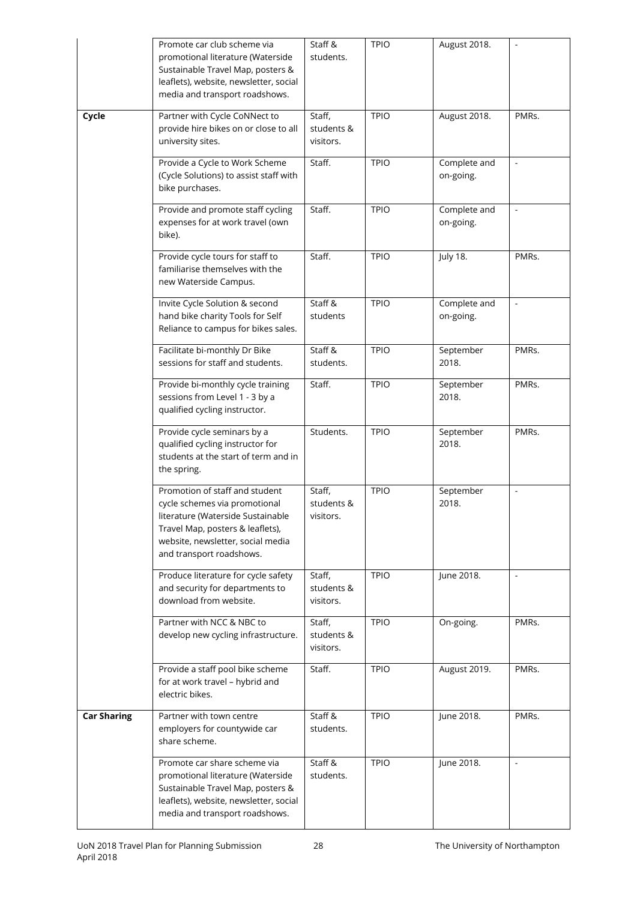| | | | | | |
|---|---|---|---|---|---|
| | Promote car club scheme via promotional literature (Waterside Sustainable Travel Map, posters & leaflets), website, newsletter, social media and transport roadshows. | Staff & students. | TPIO | August 2018. | - |
| **Cycle** | Partner with Cycle CoNNect to provide hire bikes on or close to all university sites. | Staff, students & visitors. | TPIO | August 2018. | PMRs. |
| | Provide a Cycle to Work Scheme (Cycle Solutions) to assist staff with bike purchases. | Staff. | TPIO | Complete and on-going. | - |
| | Provide and promote staff cycling expenses for at work travel (own bike). | Staff. | TPIO | Complete and on-going. | - |
| | Provide cycle tours for staff to familiarise themselves with the new Waterside Campus. | Staff. | TPIO | July 18. | PMRs. |
| | Invite Cycle Solution & second hand bike charity Tools for Self Reliance to campus for bikes sales. | Staff & students | TPIO | Complete and on-going. | - |
| | Facilitate bi-monthly Dr Bike sessions for staff and students. | Staff & students. | TPIO | September 2018. | PMRs. |
| | Provide bi-monthly cycle training sessions from Level 1 - 3 by a qualified cycling instructor. | Staff. | TPIO | September 2018. | PMRs. |
| | Provide cycle seminars by a qualified cycling instructor for students at the start of term and in the spring. | Students. | TPIO | September 2018. | PMRs. |
| | Promotion of staff and student cycle schemes via promotional literature (Waterside Sustainable Travel Map, posters & leaflets), website, newsletter, social media and transport roadshows. | Staff, students & visitors. | TPIO | September 2018. | - |
| | Produce literature for cycle safety and security for departments to download from website. | Staff, students & visitors. | TPIO | June 2018. | - |
| | Partner with NCC & NBC to develop new cycling infrastructure. | Staff, students & visitors. | TPIO | On-going. | PMRs. |
| | Provide a staff pool bike scheme for at work travel – hybrid and electric bikes. | Staff. | TPIO | August 2019. | PMRs. |
| **Car Sharing** | Partner with town centre employers for countywide car share scheme. | Staff & students. | TPIO | June 2018. | PMRs. |
| | Promote car share scheme via promotional literature (Waterside Sustainable Travel Map, posters & leaflets), website, newsletter, social media and transport roadshows. | Staff & students. | TPIO | June 2018. | - |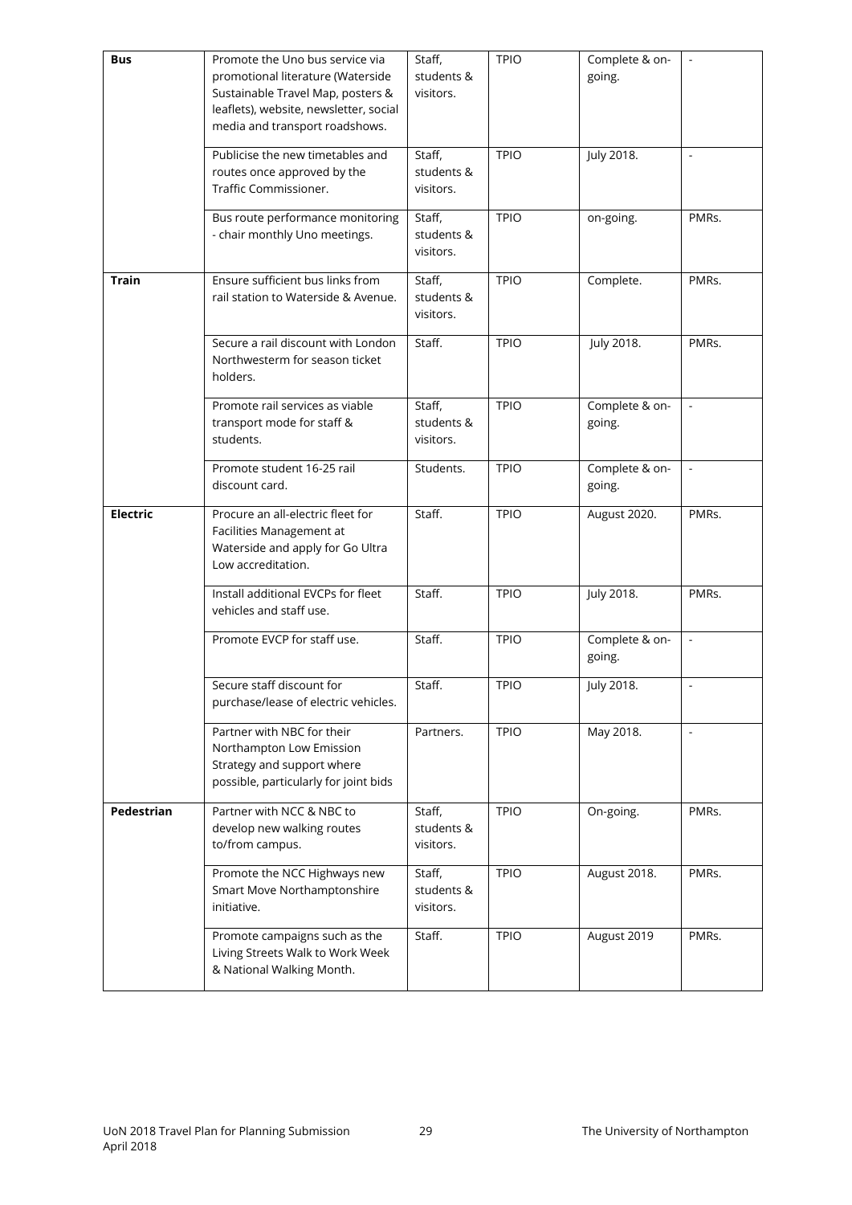| **Bus** | Promote the Uno bus service via promotional literature (Waterside Sustainable Travel Map, posters & leaflets), website, newsletter, social media and transport roadshows. | Staff, students & visitors. | TPIO | Complete & on-going. | - |
|---|---|---|---|---|---|
| | Publicise the new timetables and routes once approved by the Traffic Commissioner. | Staff, students & visitors. | TPIO | July 2018. | - |
| | Bus route performance monitoring - chair monthly Uno meetings. | Staff, students & visitors. | TPIO | on-going. | PMRs. |
| **Train** | Ensure sufficient bus links from rail station to Waterside & Avenue. | Staff, students & visitors. | TPIO | Complete. | PMRs. |
| | Secure a rail discount with London Northwesterm for season ticket holders. | Staff. | TPIO | July 2018. | PMRs. |
| | Promote rail services as viable transport mode for staff & students. | Staff, students & visitors. | TPIO | Complete & on-going. | - |
| | Promote student 16-25 rail discount card. | Students. | TPIO | Complete & on-going. | - |
| **Electric** | Procure an all-electric fleet for Facilities Management at Waterside and apply for Go Ultra Low accreditation. | Staff. | TPIO | August 2020. | PMRs. |
| | Install additional EVCPs for fleet vehicles and staff use. | Staff. | TPIO | July 2018. | PMRs. |
| | Promote EVCP for staff use. | Staff. | TPIO | Complete & on-going. | - |
| | Secure staff discount for purchase/lease of electric vehicles. | Staff. | TPIO | July 2018. | - |
| | Partner with NBC for their Northampton Low Emission Strategy and support where possible, particularly for joint bids | Partners. | TPIO | May 2018. | - |
| **Pedestrian** | Partner with NCC & NBC to develop new walking routes to/from campus. | Staff, students & visitors. | TPIO | On-going. | PMRs. |
| | Promote the NCC Highways new Smart Move Northamptonshire initiative. | Staff, students & visitors. | TPIO | August 2018. | PMRs. |
| | Promote campaigns such as the Living Streets Walk to Work Week & National Walking Month. | Staff. | TPIO | August 2019 | PMRs. |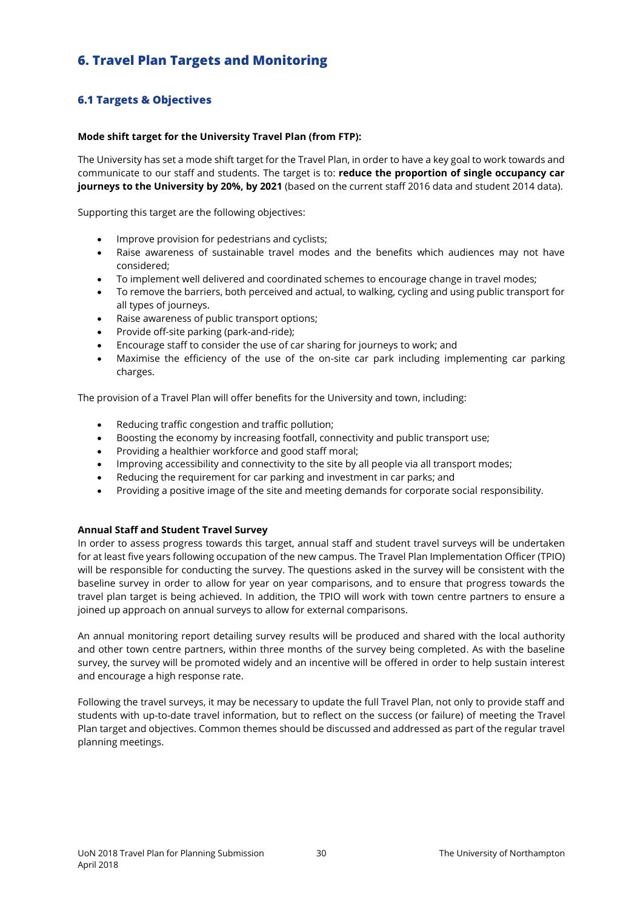## 6. Travel Plan Targets and Monitoring

### 6.1 Targets & Objectives

**Mode shift target for the University Travel Plan (from FTP):**

The University has set a mode shift target for the Travel Plan, in order to have a key goal to work towards and communicate to our staff and students. The target is to: **reduce the proportion of single occupancy car journeys to the University by 20%, by 2021** (based on the current staff 2016 data and student 2014 data).

Supporting this target are the following objectives:

- Improve provision for pedestrians and cyclists;
- Raise awareness of sustainable travel modes and the benefits which audiences may not have considered;
- To implement well delivered and coordinated schemes to encourage change in travel modes;
- To remove the barriers, both perceived and actual, to walking, cycling and using public transport for all types of journeys.
- Raise awareness of public transport options;
- Provide off-site parking (park-and-ride);
- Encourage staff to consider the use of car sharing for journeys to work; and
- Maximise the efficiency of the use of the on-site car park including implementing car parking charges.

The provision of a Travel Plan will offer benefits for the University and town, including:

- Reducing traffic congestion and traffic pollution;
- Boosting the economy by increasing footfall, connectivity and public transport use;
- Providing a healthier workforce and good staff moral;
- Improving accessibility and connectivity to the site by all people via all transport modes;
- Reducing the requirement for car parking and investment in car parks; and
- Providing a positive image of the site and meeting demands for corporate social responsibility.

**Annual Staff and Student Travel Survey**

In order to assess progress towards this target, annual staff and student travel surveys will be undertaken for at least five years following occupation of the new campus. The Travel Plan Implementation Officer (TPIO) will be responsible for conducting the survey. The questions asked in the survey will be consistent with the baseline survey in order to allow for year on year comparisons, and to ensure that progress towards the travel plan target is being achieved. In addition, the TPIO will work with town centre partners to ensure a joined up approach on annual surveys to allow for external comparisons.

An annual monitoring report detailing survey results will be produced and shared with the local authority and other town centre partners, within three months of the survey being completed. As with the baseline survey, the survey will be promoted widely and an incentive will be offered in order to help sustain interest and encourage a high response rate.

Following the travel surveys, it may be necessary to update the full Travel Plan, not only to provide staff and students with up-to-date travel information, but to reflect on the success (or failure) of meeting the Travel Plan target and objectives. Common themes should be discussed and addressed as part of the regular travel planning meetings.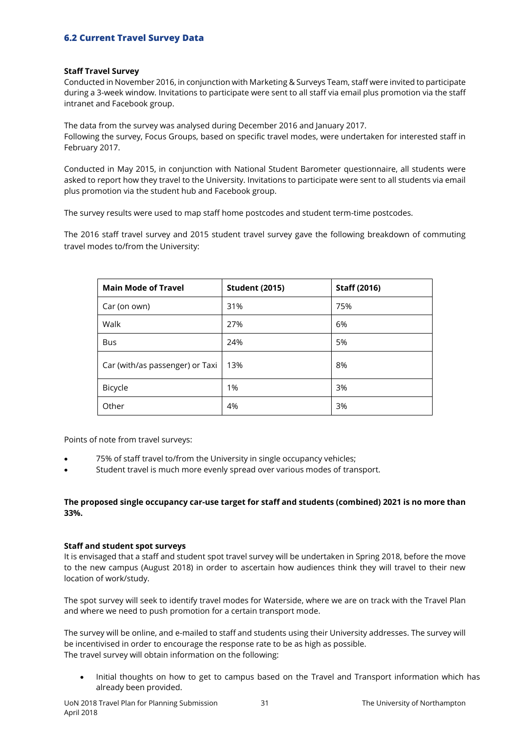## 6.2 Current Travel Survey Data

**Staff Travel Survey**

Conducted in November 2016, in conjunction with Marketing & Surveys Team, staff were invited to participate during a 3-week window. Invitations to participate were sent to all staff via email plus promotion via the staff intranet and Facebook group.

The data from the survey was analysed during December 2016 and January 2017.
Following the survey, Focus Groups, based on specific travel modes, were undertaken for interested staff in February 2017.

Conducted in May 2015, in conjunction with National Student Barometer questionnaire, all students were asked to report how they travel to the University. Invitations to participate were sent to all students via email plus promotion via the student hub and Facebook group.

The survey results were used to map staff home postcodes and student term-time postcodes.

The 2016 staff travel survey and 2015 student travel survey gave the following breakdown of commuting travel modes to/from the University:

| Main Mode of Travel | Student (2015) | Staff (2016) |
|---|---|---|
| Car (on own) | 31% | 75% |
| Walk | 27% | 6% |
| Bus | 24% | 5% |
| Car (with/as passenger) or Taxi | 13% | 8% |
| Bicycle | 1% | 3% |
| Other | 4% | 3% |

Points of note from travel surveys:

- 75% of staff travel to/from the University in single occupancy vehicles;
- Student travel is much more evenly spread over various modes of transport.

**The proposed single occupancy car-use target for staff and students (combined) 2021 is no more than 33%.**

**Staff and student spot surveys**

It is envisaged that a staff and student spot travel survey will be undertaken in Spring 2018, before the move to the new campus (August 2018) in order to ascertain how audiences think they will travel to their new location of work/study.

The spot survey will seek to identify travel modes for Waterside, where we are on track with the Travel Plan and where we need to push promotion for a certain transport mode.

The survey will be online, and e-mailed to staff and students using their University addresses. The survey will be incentivised in order to encourage the response rate to be as high as possible.
The travel survey will obtain information on the following:

- Initial thoughts on how to get to campus based on the Travel and Transport information which has already been provided.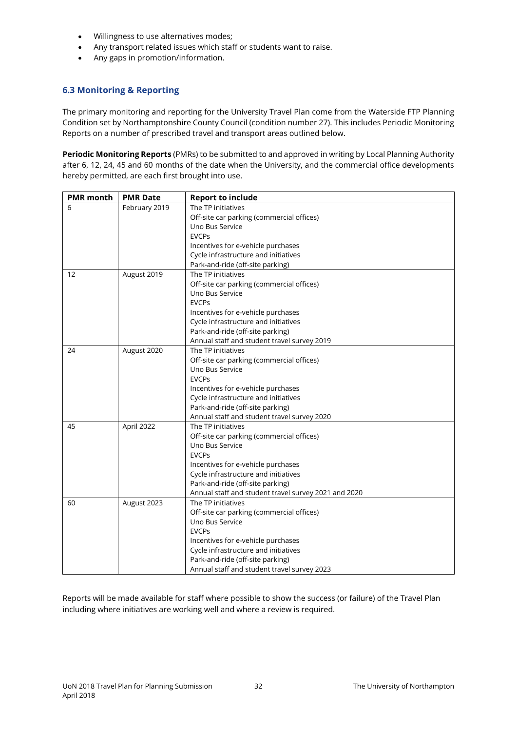- Willingness to use alternatives modes;
- Any transport related issues which staff or students want to raise.
- Any gaps in promotion/information.

### 6.3 Monitoring & Reporting

The primary monitoring and reporting for the University Travel Plan come from the Waterside FTP Planning Condition set by Northamptonshire County Council (condition number 27). This includes Periodic Monitoring Reports on a number of prescribed travel and transport areas outlined below.

**Periodic Monitoring Reports** (PMRs) to be submitted to and approved in writing by Local Planning Authority after 6, 12, 24, 45 and 60 months of the date when the University, and the commercial office developments hereby permitted, are each first brought into use.

| PMR month | PMR Date | Report to include |
|---|---|---|
| 6 | February 2019 | The TP initiatives<br>Off-site car parking (commercial offices)<br>Uno Bus Service<br>EVCPs<br>Incentives for e-vehicle purchases<br>Cycle infrastructure and initiatives<br>Park-and-ride (off-site parking) |
| 12 | August 2019 | The TP initiatives<br>Off-site car parking (commercial offices)<br>Uno Bus Service<br>EVCPs<br>Incentives for e-vehicle purchases<br>Cycle infrastructure and initiatives<br>Park-and-ride (off-site parking)<br>Annual staff and student travel survey 2019 |
| 24 | August 2020 | The TP initiatives<br>Off-site car parking (commercial offices)<br>Uno Bus Service<br>EVCPs<br>Incentives for e-vehicle purchases<br>Cycle infrastructure and initiatives<br>Park-and-ride (off-site parking)<br>Annual staff and student travel survey 2020 |
| 45 | April 2022 | The TP initiatives<br>Off-site car parking (commercial offices)<br>Uno Bus Service<br>EVCPs<br>Incentives for e-vehicle purchases<br>Cycle infrastructure and initiatives<br>Park-and-ride (off-site parking)<br>Annual staff and student travel survey 2021 and 2020 |
| 60 | August 2023 | The TP initiatives<br>Off-site car parking (commercial offices)<br>Uno Bus Service<br>EVCPs<br>Incentives for e-vehicle purchases<br>Cycle infrastructure and initiatives<br>Park-and-ride (off-site parking)<br>Annual staff and student travel survey 2023 |

Reports will be made available for staff where possible to show the success (or failure) of the Travel Plan including where initiatives are working well and where a review is required.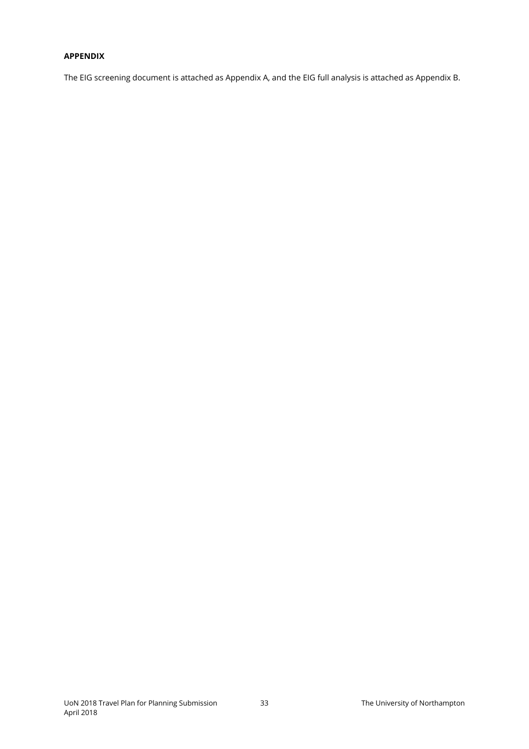**APPENDIX**

The EIG screening document is attached as Appendix A, and the EIG full analysis is attached as Appendix B.